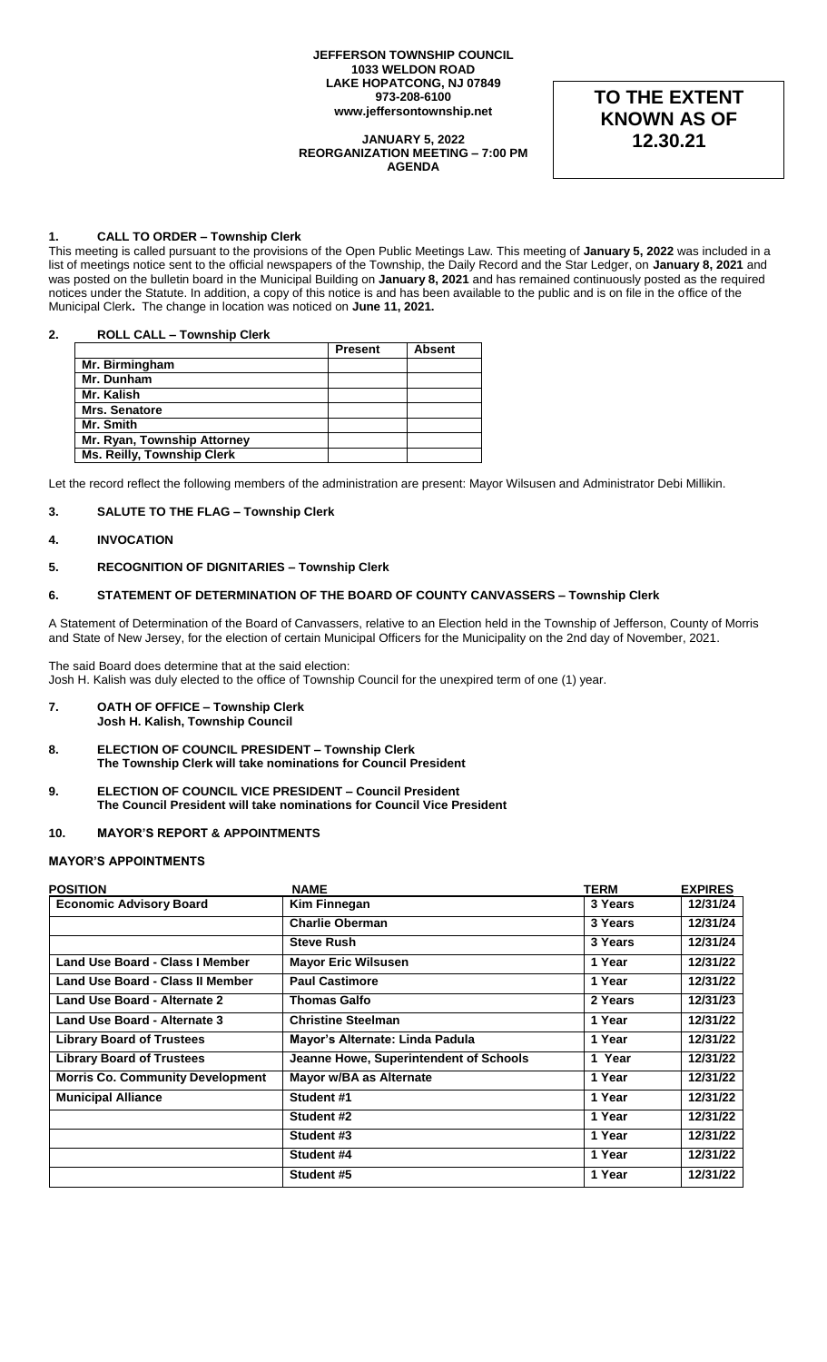**JEFFERSON TOWNSHIP COUNCIL**
**1033 WELDON ROAD**
**LAKE HOPATCONG, NJ 07849**
**973-208-6100**
**www.jeffersontownship.net**

**JANUARY 5, 2022**
**REORGANIZATION MEETING – 7:00 PM**
**AGENDA**

**TO THE EXTENT KNOWN AS OF 12.30.21**

## 1. CALL TO ORDER – Township Clerk

This meeting is called pursuant to the provisions of the Open Public Meetings Law. This meeting of **January 5, 2022** was included in a list of meetings notice sent to the official newspapers of the Township, the Daily Record and the Star Ledger, on **January 8, 2021** and was posted on the bulletin board in the Municipal Building on **January 8, 2021** and has remained continuously posted as the required notices under the Statute. In addition, a copy of this notice is and has been available to the public and is on file in the office of the Municipal Clerk**.** The change in location was noticed on **June 11, 2021.**

## 2. ROLL CALL – Township Clerk

| | Present | Absent |
|---|---|---|
| **Mr. Birmingham** | | |
| **Mr. Dunham** | | |
| **Mr. Kalish** | | |
| **Mrs. Senatore** | | |
| **Mr. Smith** | | |
| **Mr. Ryan, Township Attorney** | | |
| **Ms. Reilly, Township Clerk** | | |

Let the record reflect the following members of the administration are present: Mayor Wilsusen and Administrator Debi Millikin.

## 3. SALUTE TO THE FLAG – Township Clerk

## 4. INVOCATION

## 5. RECOGNITION OF DIGNITARIES – Township Clerk

## 6. STATEMENT OF DETERMINATION OF THE BOARD OF COUNTY CANVASSERS – Township Clerk

A Statement of Determination of the Board of Canvassers, relative to an Election held in the Township of Jefferson, County of Morris and State of New Jersey, for the election of certain Municipal Officers for the Municipality on the 2nd day of November, 2021.

The said Board does determine that at the said election:
Josh H. Kalish was duly elected to the office of Township Council for the unexpired term of one (1) year.

## 7. OATH OF OFFICE – Township Clerk
**Josh H. Kalish, Township Council**

## 8. ELECTION OF COUNCIL PRESIDENT – Township Clerk
**The Township Clerk will take nominations for Council President**

## 9. ELECTION OF COUNCIL VICE PRESIDENT – Council President
**The Council President will take nominations for Council Vice President**

## 10. MAYOR'S REPORT & APPOINTMENTS

### MAYOR'S APPOINTMENTS

| POSITION | NAME | TERM | EXPIRES |
|---|---|---|---|
| **Economic Advisory Board** | **Kim Finnegan** | **3 Years** | **12/31/24** |
| | **Charlie Oberman** | **3 Years** | **12/31/24** |
| | **Steve Rush** | **3 Years** | **12/31/24** |
| **Land Use Board - Class I Member** | **Mayor Eric Wilsusen** | **1 Year** | **12/31/22** |
| **Land Use Board - Class II Member** | **Paul Castimore** | **1 Year** | **12/31/22** |
| **Land Use Board - Alternate 2** | **Thomas Galfo** | **2 Years** | **12/31/23** |
| **Land Use Board - Alternate 3** | **Christine Steelman** | **1 Year** | **12/31/22** |
| **Library Board of Trustees** | **Mayor's Alternate: Linda Padula** | **1 Year** | **12/31/22** |
| **Library Board of Trustees** | **Jeanne Howe, Superintendent of Schools** | **1 Year** | **12/31/22** |
| **Morris Co. Community Development** | **Mayor w/BA as Alternate** | **1 Year** | **12/31/22** |
| **Municipal Alliance** | **Student #1** | **1 Year** | **12/31/22** |
| | **Student #2** | **1 Year** | **12/31/22** |
| | **Student #3** | **1 Year** | **12/31/22** |
| | **Student #4** | **1 Year** | **12/31/22** |
| | **Student #5** | **1 Year** | **12/31/22** |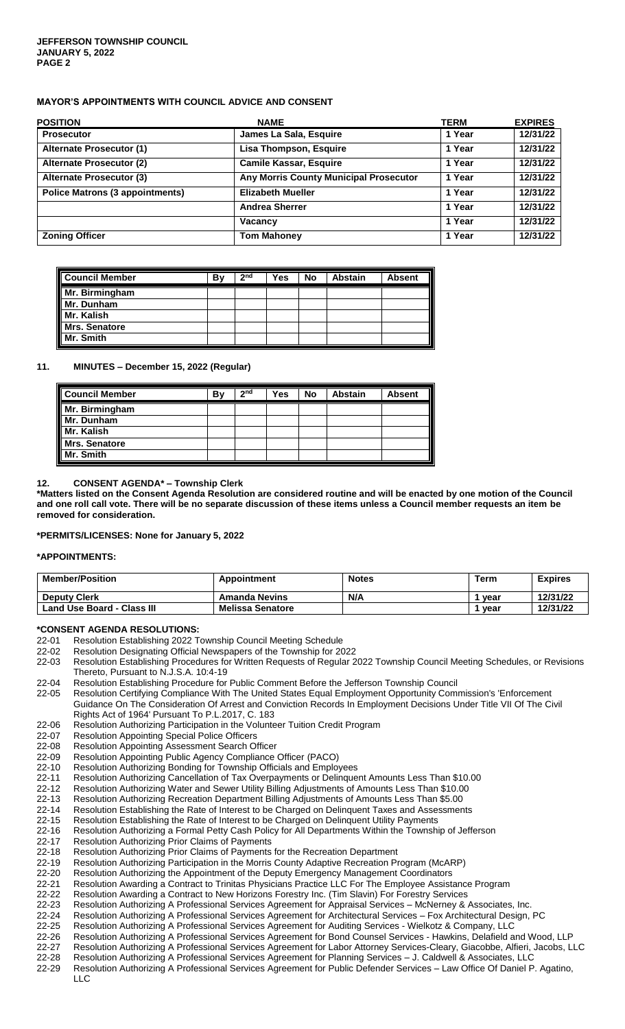**MAYOR'S APPOINTMENTS WITH COUNCIL ADVICE AND CONSENT**

| POSITION | NAME | TERM | EXPIRES |
|---|---|---|---|
| **Prosecutor** | **James La Sala, Esquire** | **1 Year** | **12/31/22** |
| **Alternate Prosecutor (1)** | **Lisa Thompson, Esquire** | **1 Year** | **12/31/22** |
| **Alternate Prosecutor (2)** | **Camile Kassar, Esquire** | **1 Year** | **12/31/22** |
| **Alternate Prosecutor (3)** | **Any Morris County Municipal Prosecutor** | **1 Year** | **12/31/22** |
| **Police Matrons (3 appointments)** | **Elizabeth Mueller** | **1 Year** | **12/31/22** |
| | **Andrea Sherrer** | **1 Year** | **12/31/22** |
| | **Vacancy** | **1 Year** | **12/31/22** |
| **Zoning Officer** | **Tom Mahoney** | **1 Year** | **12/31/22** |

| Council Member | By | 2nd | Yes | No | Abstain | Absent |
|---|---|---|---|---|---|---|
| Mr. Birmingham | | | | | | |
| Mr. Dunham | | | | | | |
| Mr. Kalish | | | | | | |
| Mrs. Senatore | | | | | | |
| Mr. Smith | | | | | | |

## 11. MINUTES – December 15, 2022 (Regular)

| Council Member | By | 2nd | Yes | No | Abstain | Absent |
|---|---|---|---|---|---|---|
| Mr. Birmingham | | | | | | |
| Mr. Dunham | | | | | | |
| Mr. Kalish | | | | | | |
| Mrs. Senatore | | | | | | |
| Mr. Smith | | | | | | |

## 12. CONSENT AGENDA* – Township Clerk

**\*Matters listed on the Consent Agenda Resolution are considered routine and will be enacted by one motion of the Council and one roll call vote. There will be no separate discussion of these items unless a Council member requests an item be removed for consideration.**

**\*PERMITS/LICENSES: None for January 5, 2022**

**\*APPOINTMENTS:**

| Member/Position | Appointment | Notes | Term | Expires |
|---|---|---|---|---|
| **Deputy Clerk** | **Amanda Nevins** | **N/A** | **1 year** | **12/31/22** |
| **Land Use Board - Class III** | **Melissa Senatore** | | **1 year** | **12/31/22** |

**\*CONSENT AGENDA RESOLUTIONS:**

- 22-01 Resolution Establishing 2022 Township Council Meeting Schedule
- 22-02 Resolution Designating Official Newspapers of the Township for 2022
- 22-03 Resolution Establishing Procedures for Written Requests of Regular 2022 Township Council Meeting Schedules, or Revisions Thereto, Pursuant to N.J.S.A. 10:4-19
- 22-04 Resolution Establishing Procedure for Public Comment Before the Jefferson Township Council
- 22-05 Resolution Certifying Compliance With The United States Equal Employment Opportunity Commission's 'Enforcement Guidance On The Consideration Of Arrest and Conviction Records In Employment Decisions Under Title VII Of The Civil Rights Act of 1964' Pursuant To P.L.2017, C. 183
- 22-06 Resolution Authorizing Participation in the Volunteer Tuition Credit Program
- 22-07 Resolution Appointing Special Police Officers
- 22-08 Resolution Appointing Assessment Search Officer
- 22-09 Resolution Appointing Public Agency Compliance Officer (PACO)
- 22-10 Resolution Authorizing Bonding for Township Officials and Employees
- 22-11 Resolution Authorizing Cancellation of Tax Overpayments or Delinquent Amounts Less Than $10.00
- 22-12 Resolution Authorizing Water and Sewer Utility Billing Adjustments of Amounts Less Than $10.00
- 22-13 Resolution Authorizing Recreation Department Billing Adjustments of Amounts Less Than $5.00
- 22-14 Resolution Establishing the Rate of Interest to be Charged on Delinquent Taxes and Assessments
- 22-15 Resolution Establishing the Rate of Interest to be Charged on Delinquent Utility Payments
- 22-16 Resolution Authorizing a Formal Petty Cash Policy for All Departments Within the Township of Jefferson
- 22-17 Resolution Authorizing Prior Claims of Payments
- 22-18 Resolution Authorizing Prior Claims of Payments for the Recreation Department
- 22-19 Resolution Authorizing Participation in the Morris County Adaptive Recreation Program (McARP)
- 22-20 Resolution Authorizing the Appointment of the Deputy Emergency Management Coordinators
- 22-21 Resolution Awarding a Contract to Trinitas Physicians Practice LLC For The Employee Assistance Program
- 22-22 Resolution Awarding a Contract to New Horizons Forestry Inc. (Tim Slavin) For Forestry Services
- 22-23 Resolution Authorizing A Professional Services Agreement for Appraisal Services – McNerney & Associates, Inc.
- 22-24 Resolution Authorizing A Professional Services Agreement for Architectural Services – Fox Architectural Design, PC
- 22-25 Resolution Authorizing A Professional Services Agreement for Auditing Services - Wielkotz & Company, LLC
- 22-26 Resolution Authorizing A Professional Services Agreement for Bond Counsel Services - Hawkins, Delafield and Wood, LLP
- 22-27 Resolution Authorizing A Professional Services Agreement for Labor Attorney Services-Cleary, Giacobbe, Alfieri, Jacobs, LLC
- 22-28 Resolution Authorizing A Professional Services Agreement for Planning Services – J. Caldwell & Associates, LLC
- 22-29 Resolution Authorizing A Professional Services Agreement for Public Defender Services – Law Office Of Daniel P. Agatino, LLC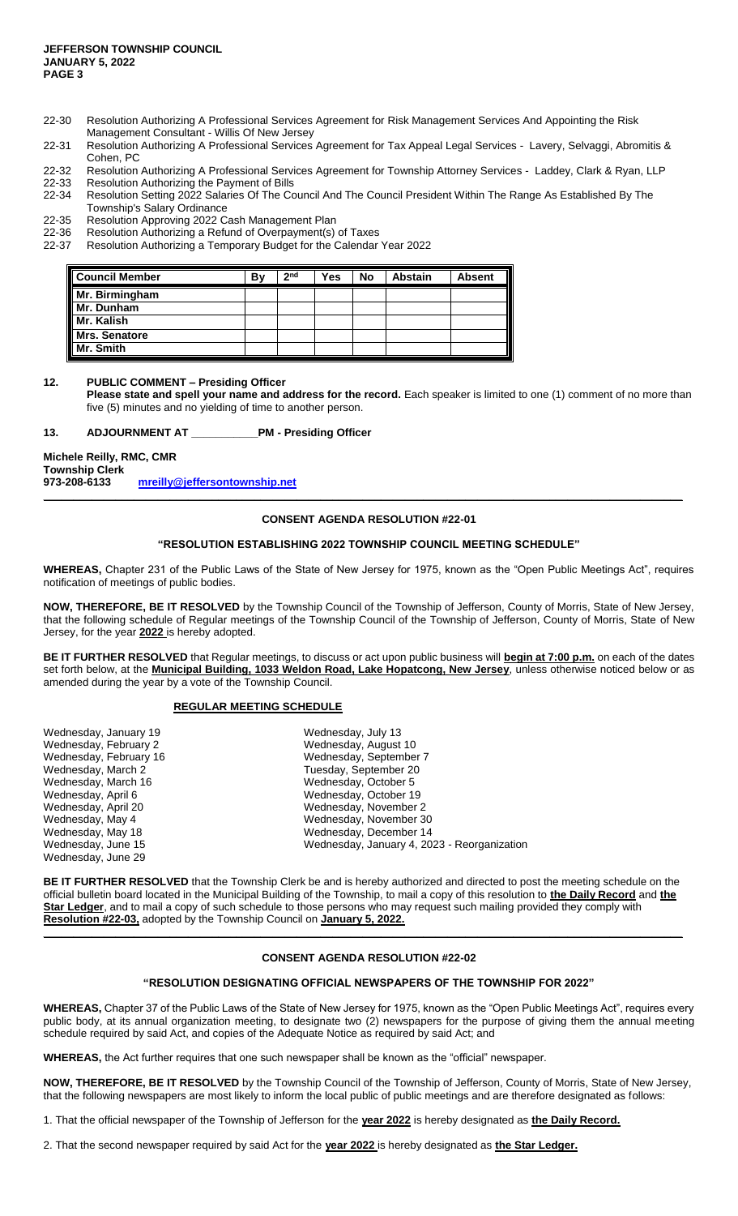22-30 Resolution Authorizing A Professional Services Agreement for Risk Management Services And Appointing the Risk Management Consultant - Willis Of New Jersey
22-31 Resolution Authorizing A Professional Services Agreement for Tax Appeal Legal Services - Lavery, Selvaggi, Abromitis & Cohen, PC
22-32 Resolution Authorizing A Professional Services Agreement for Township Attorney Services - Laddey, Clark & Ryan, LLP
22-33 Resolution Authorizing the Payment of Bills
22-34 Resolution Setting 2022 Salaries Of The Council And The Council President Within The Range As Established By The Township's Salary Ordinance
22-35 Resolution Approving 2022 Cash Management Plan
22-36 Resolution Authorizing a Refund of Overpayment(s) of Taxes
22-37 Resolution Authorizing a Temporary Budget for the Calendar Year 2022

| Council Member | By | 2nd | Yes | No | Abstain | Absent |
|---|---|---|---|---|---|---|
| Mr. Birmingham | | | | | | |
| Mr. Dunham | | | | | | |
| Mr. Kalish | | | | | | |
| Mrs. Senatore | | | | | | |
| Mr. Smith | | | | | | |

**12. PUBLIC COMMENT – Presiding Officer**
**Please state and spell your name and address for the record.** Each speaker is limited to one (1) comment of no more than five (5) minutes and no yielding of time to another person.

**13. ADJOURNMENT AT \_\_\_\_\_\_\_\_\_\_\_PM - Presiding Officer**

**Michele Reilly, RMC, CMR**
**Township Clerk**
**973-208-6133** [mreilly@jeffersontownship.net](mailto:mreilly@jeffersontownship.net)

---

## CONSENT AGENDA RESOLUTION #22-01

### "RESOLUTION ESTABLISHING 2022 TOWNSHIP COUNCIL MEETING SCHEDULE"

**WHEREAS,** Chapter 231 of the Public Laws of the State of New Jersey for 1975, known as the "Open Public Meetings Act", requires notification of meetings of public bodies.

**NOW, THEREFORE, BE IT RESOLVED** by the Township Council of the Township of Jefferson, County of Morris, State of New Jersey, that the following schedule of Regular meetings of the Township Council of the Township of Jefferson, County of Morris, State of New Jersey, for the year **2022** is hereby adopted.

**BE IT FURTHER RESOLVED** that Regular meetings, to discuss or act upon public business will **begin at 7:00 p.m.** on each of the dates set forth below, at the **Municipal Building, 1033 Weldon Road, Lake Hopatcong, New Jersey**, unless otherwise noticed below or as amended during the year by a vote of the Township Council.

### REGULAR MEETING SCHEDULE

Wednesday, January 19
Wednesday, February 2
Wednesday, February 16
Wednesday, March 2
Wednesday, March 16
Wednesday, April 6
Wednesday, April 20
Wednesday, May 4
Wednesday, May 18
Wednesday, June 15
Wednesday, June 29
Wednesday, July 13
Wednesday, August 10
Wednesday, September 7
Tuesday, September 20
Wednesday, October 5
Wednesday, October 19
Wednesday, November 2
Wednesday, November 30
Wednesday, December 14
Wednesday, January 4, 2023 - Reorganization

**BE IT FURTHER RESOLVED** that the Township Clerk be and is hereby authorized and directed to post the meeting schedule on the official bulletin board located in the Municipal Building of the Township, to mail a copy of this resolution to **the Daily Record** and **the Star Ledger**, and to mail a copy of such schedule to those persons who may request such mailing provided they comply with **Resolution #22-03,** adopted by the Township Council on **January 5, 2022.**

---

## CONSENT AGENDA RESOLUTION #22-02

### "RESOLUTION DESIGNATING OFFICIAL NEWSPAPERS OF THE TOWNSHIP FOR 2022"

**WHEREAS,** Chapter 37 of the Public Laws of the State of New Jersey for 1975, known as the "Open Public Meetings Act", requires every public body, at its annual organization meeting, to designate two (2) newspapers for the purpose of giving them the annual meeting schedule required by said Act, and copies of the Adequate Notice as required by said Act; and

**WHEREAS,** the Act further requires that one such newspaper shall be known as the "official" newspaper.

**NOW, THEREFORE, BE IT RESOLVED** by the Township Council of the Township of Jefferson, County of Morris, State of New Jersey, that the following newspapers are most likely to inform the local public of public meetings and are therefore designated as follows:

1. That the official newspaper of the Township of Jefferson for the **year 2022** is hereby designated as **the Daily Record.**

2. That the second newspaper required by said Act for the **year 2022** is hereby designated as **the Star Ledger.**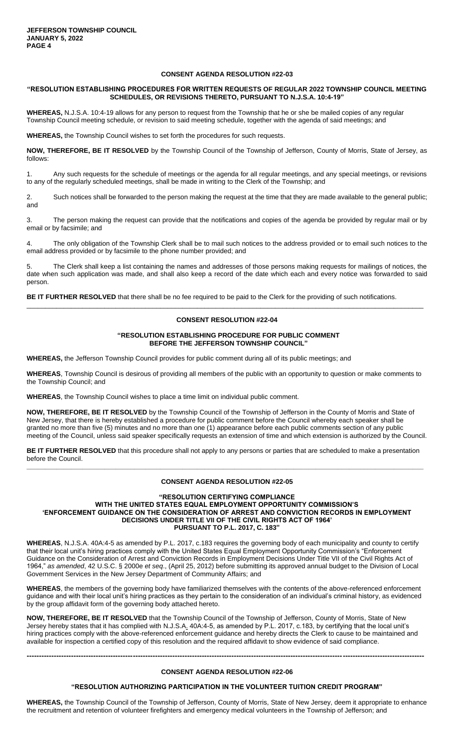**CONSENT AGENDA RESOLUTION #22-03**

**"RESOLUTION ESTABLISHING PROCEDURES FOR WRITTEN REQUESTS OF REGULAR 2022 TOWNSHIP COUNCIL MEETING SCHEDULES, OR REVISIONS THERETO, PURSUANT TO N.J.S.A. 10:4-19"**

**WHEREAS,** N.J.S.A. 10:4-19 allows for any person to request from the Township that he or she be mailed copies of any regular Township Council meeting schedule, or revision to said meeting schedule, together with the agenda of said meetings; and

**WHEREAS,** the Township Council wishes to set forth the procedures for such requests.

**NOW, THEREFORE, BE IT RESOLVED** by the Township Council of the Township of Jefferson, County of Morris, State of Jersey, as follows:

1. Any such requests for the schedule of meetings or the agenda for all regular meetings, and any special meetings, or revisions to any of the regularly scheduled meetings, shall be made in writing to the Clerk of the Township; and

2. Such notices shall be forwarded to the person making the request at the time that they are made available to the general public; and

3. The person making the request can provide that the notifications and copies of the agenda be provided by regular mail or by email or by facsimile; and

4. The only obligation of the Township Clerk shall be to mail such notices to the address provided or to email such notices to the email address provided or by facsimile to the phone number provided; and

5. The Clerk shall keep a list containing the names and addresses of those persons making requests for mailings of notices, the date when such application was made, and shall also keep a record of the date which each and every notice was forwarded to said person.

**BE IT FURTHER RESOLVED** that there shall be no fee required to be paid to the Clerk for the providing of such notifications.

---

**CONSENT RESOLUTION #22-04**

**"RESOLUTION ESTABLISHING PROCEDURE FOR PUBLIC COMMENT BEFORE THE JEFFERSON TOWNSHIP COUNCIL"**

**WHEREAS,** the Jefferson Township Council provides for public comment during all of its public meetings; and

**WHEREAS**, Township Council is desirous of providing all members of the public with an opportunity to question or make comments to the Township Council; and

**WHEREAS**, the Township Council wishes to place a time limit on individual public comment.

**NOW, THEREFORE, BE IT RESOLVED** by the Township Council of the Township of Jefferson in the County of Morris and State of New Jersey, that there is hereby established a procedure for public comment before the Council whereby each speaker shall be granted no more than five (5) minutes and no more than one (1) appearance before each public comments section of any public meeting of the Council, unless said speaker specifically requests an extension of time and which extension is authorized by the Council.

**BE IT FURTHER RESOLVED** that this procedure shall not apply to any persons or parties that are scheduled to make a presentation before the Council.

---

**CONSENT AGENDA RESOLUTION #22-05**

**"RESOLUTION CERTIFYING COMPLIANCE WITH THE UNITED STATES EQUAL EMPLOYMENT OPPORTUNITY COMMISSION'S 'ENFORCEMENT GUIDANCE ON THE CONSIDERATION OF ARREST AND CONVICTION RECORDS IN EMPLOYMENT DECISIONS UNDER TITLE VII OF THE CIVIL RIGHTS ACT OF 1964' PURSUANT TO P.L. 2017, C. 183"**

**WHEREAS**, N.J.S.A. 40A:4-5 as amended by P.L. 2017, c.183 requires the governing body of each municipality and county to certify that their local unit's hiring practices comply with the United States Equal Employment Opportunity Commission's "Enforcement Guidance on the Consideration of Arrest and Conviction Records in Employment Decisions Under Title VII of the Civil Rights Act of 1964," *as amended*, 42 U.S.C. § 2000e *et seq*., (April 25, 2012) before submitting its approved annual budget to the Division of Local Government Services in the New Jersey Department of Community Affairs; and

**WHEREAS**, the members of the governing body have familiarized themselves with the contents of the above-referenced enforcement guidance and with their local unit's hiring practices as they pertain to the consideration of an individual's criminal history, as evidenced by the group affidavit form of the governing body attached hereto.

**NOW, THEREFORE, BE IT RESOLVED** that the Township Council of the Township of Jefferson, County of Morris, State of New Jersey hereby states that it has complied with N.J.S.A. 40A:4-5, as amended by P.L. 2017, c.183, by certifying that the local unit's hiring practices comply with the above-referenced enforcement guidance and hereby directs the Clerk to cause to be maintained and available for inspection a certified copy of this resolution and the required affidavit to show evidence of said compliance.

---

**CONSENT AGENDA RESOLUTION #22-06**

**"RESOLUTION AUTHORIZING PARTICIPATION IN THE VOLUNTEER TUITION CREDIT PROGRAM"**

**WHEREAS,** the Township Council of the Township of Jefferson, County of Morris, State of New Jersey, deem it appropriate to enhance the recruitment and retention of volunteer firefighters and emergency medical volunteers in the Township of Jefferson; and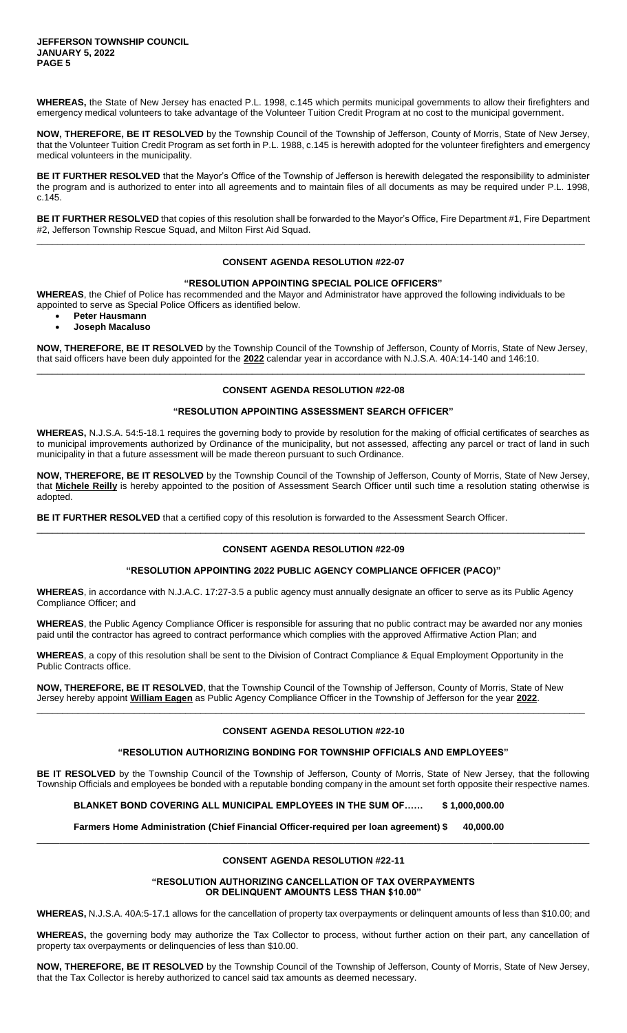**WHEREAS,** the State of New Jersey has enacted P.L. 1998, c.145 which permits municipal governments to allow their firefighters and emergency medical volunteers to take advantage of the Volunteer Tuition Credit Program at no cost to the municipal government.

**NOW, THEREFORE, BE IT RESOLVED** by the Township Council of the Township of Jefferson, County of Morris, State of New Jersey, that the Volunteer Tuition Credit Program as set forth in P.L. 1988, c.145 is herewith adopted for the volunteer firefighters and emergency medical volunteers in the municipality.

**BE IT FURTHER RESOLVED** that the Mayor's Office of the Township of Jefferson is herewith delegated the responsibility to administer the program and is authorized to enter into all agreements and to maintain files of all documents as may be required under P.L. 1998, c.145.

**BE IT FURTHER RESOLVED** that copies of this resolution shall be forwarded to the Mayor's Office, Fire Department #1, Fire Department #2, Jefferson Township Rescue Squad, and Milton First Aid Squad.

---

**CONSENT AGENDA RESOLUTION #22-07**

**"RESOLUTION APPOINTING SPECIAL POLICE OFFICERS"**

**WHEREAS**, the Chief of Police has recommended and the Mayor and Administrator have approved the following individuals to be appointed to serve as Special Police Officers as identified below.

- **Peter Hausmann**
- **Joseph Macaluso**

**NOW, THEREFORE, BE IT RESOLVED** by the Township Council of the Township of Jefferson, County of Morris, State of New Jersey, that said officers have been duly appointed for the **2022** calendar year in accordance with N.J.S.A. 40A:14-140 and 146:10.

---

**CONSENT AGENDA RESOLUTION #22-08**

**"RESOLUTION APPOINTING ASSESSMENT SEARCH OFFICER"**

**WHEREAS,** N.J.S.A. 54:5-18.1 requires the governing body to provide by resolution for the making of official certificates of searches as to municipal improvements authorized by Ordinance of the municipality, but not assessed, affecting any parcel or tract of land in such municipality in that a future assessment will be made thereon pursuant to such Ordinance.

**NOW, THEREFORE, BE IT RESOLVED** by the Township Council of the Township of Jefferson, County of Morris, State of New Jersey, that **Michele Reilly** is hereby appointed to the position of Assessment Search Officer until such time a resolution stating otherwise is adopted.

**BE IT FURTHER RESOLVED** that a certified copy of this resolution is forwarded to the Assessment Search Officer.

---

**CONSENT AGENDA RESOLUTION #22-09**

**"RESOLUTION APPOINTING 2022 PUBLIC AGENCY COMPLIANCE OFFICER (PACO)"**

**WHEREAS**, in accordance with N.J.A.C. 17:27-3.5 a public agency must annually designate an officer to serve as its Public Agency Compliance Officer; and

**WHEREAS**, the Public Agency Compliance Officer is responsible for assuring that no public contract may be awarded nor any monies paid until the contractor has agreed to contract performance which complies with the approved Affirmative Action Plan; and

**WHEREAS**, a copy of this resolution shall be sent to the Division of Contract Compliance & Equal Employment Opportunity in the Public Contracts office.

**NOW, THEREFORE, BE IT RESOLVED**, that the Township Council of the Township of Jefferson, County of Morris, State of New Jersey hereby appoint **William Eagen** as Public Agency Compliance Officer in the Township of Jefferson for the year **2022**.

---

**CONSENT AGENDA RESOLUTION #22-10**

**"RESOLUTION AUTHORIZING BONDING FOR TOWNSHIP OFFICIALS AND EMPLOYEES"**

**BE IT RESOLVED** by the Township Council of the Township of Jefferson, County of Morris, State of New Jersey, that the following Township Officials and employees be bonded with a reputable bonding company in the amount set forth opposite their respective names.

**BLANKET BOND COVERING ALL MUNICIPAL EMPLOYEES IN THE SUM OF…… $ 1,000,000.00**

**Farmers Home Administration (Chief Financial Officer-required per loan agreement) $ 40,000.00**

---

**CONSENT AGENDA RESOLUTION #22-11**

**"RESOLUTION AUTHORIZING CANCELLATION OF TAX OVERPAYMENTS OR DELINQUENT AMOUNTS LESS THAN $10.00"**

**WHEREAS,** N.J.S.A. 40A:5-17.1 allows for the cancellation of property tax overpayments or delinquent amounts of less than $10.00; and

**WHEREAS,** the governing body may authorize the Tax Collector to process, without further action on their part, any cancellation of property tax overpayments or delinquencies of less than $10.00.

**NOW, THEREFORE, BE IT RESOLVED** by the Township Council of the Township of Jefferson, County of Morris, State of New Jersey, that the Tax Collector is hereby authorized to cancel said tax amounts as deemed necessary.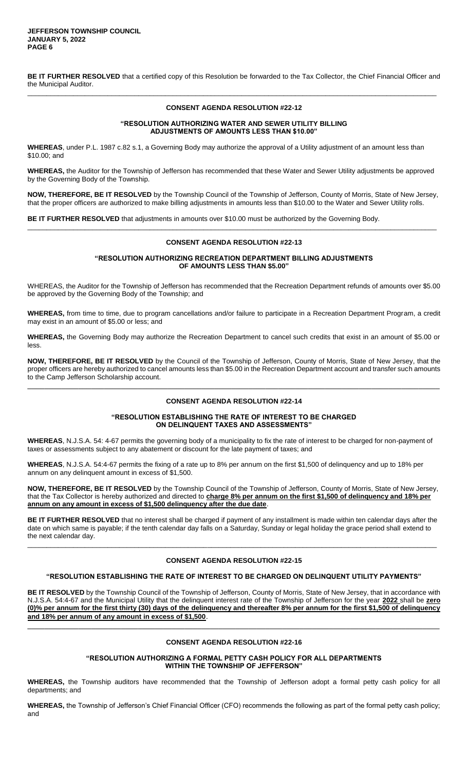**BE IT FURTHER RESOLVED** that a certified copy of this Resolution be forwarded to the Tax Collector, the Chief Financial Officer and the Municipal Auditor.

---

### CONSENT AGENDA RESOLUTION #22-12

#### "RESOLUTION AUTHORIZING WATER AND SEWER UTILITY BILLING ADJUSTMENTS OF AMOUNTS LESS THAN $10.00"

**WHEREAS**, under P.L. 1987 c.82 s.1, a Governing Body may authorize the approval of a Utility adjustment of an amount less than $10.00; and

**WHEREAS,** the Auditor for the Township of Jefferson has recommended that these Water and Sewer Utility adjustments be approved by the Governing Body of the Township.

**NOW, THEREFORE, BE IT RESOLVED** by the Township Council of the Township of Jefferson, County of Morris, State of New Jersey, that the proper officers are authorized to make billing adjustments in amounts less than $10.00 to the Water and Sewer Utility rolls.

**BE IT FURTHER RESOLVED** that adjustments in amounts over $10.00 must be authorized by the Governing Body.

---

### CONSENT AGENDA RESOLUTION #22-13

#### "RESOLUTION AUTHORIZING RECREATION DEPARTMENT BILLING ADJUSTMENTS OF AMOUNTS LESS THAN $5.00"

WHEREAS, the Auditor for the Township of Jefferson has recommended that the Recreation Department refunds of amounts over $5.00 be approved by the Governing Body of the Township; and

**WHEREAS,** from time to time, due to program cancellations and/or failure to participate in a Recreation Department Program, a credit may exist in an amount of $5.00 or less; and

**WHEREAS,** the Governing Body may authorize the Recreation Department to cancel such credits that exist in an amount of $5.00 or less.

**NOW, THEREFORE, BE IT RESOLVED** by the Council of the Township of Jefferson, County of Morris, State of New Jersey, that the proper officers are hereby authorized to cancel amounts less than $5.00 in the Recreation Department account and transfer such amounts to the Camp Jefferson Scholarship account.

---

### CONSENT AGENDA RESOLUTION #22-14

#### "RESOLUTION ESTABLISHING THE RATE OF INTEREST TO BE CHARGED ON DELINQUENT TAXES AND ASSESSMENTS"

**WHEREAS**, N.J.S.A. 54: 4-67 permits the governing body of a municipality to fix the rate of interest to be charged for non-payment of taxes or assessments subject to any abatement or discount for the late payment of taxes; and

**WHEREAS**, N.J.S.A. 54:4-67 permits the fixing of a rate up to 8% per annum on the first $1,500 of delinquency and up to 18% per annum on any delinquent amount in excess of $1,500.

**NOW, THEREFORE, BE IT RESOLVED** by the Township Council of the Township of Jefferson, County of Morris, State of New Jersey, that the Tax Collector is hereby authorized and directed to **charge 8% per annum on the first $1,500 of delinquency and 18% per annum on any amount in excess of $1,500 delinquency after the due date**.

**BE IT FURTHER RESOLVED** that no interest shall be charged if payment of any installment is made within ten calendar days after the date on which same is payable; if the tenth calendar day falls on a Saturday, Sunday or legal holiday the grace period shall extend to the next calendar day.

---

### CONSENT AGENDA RESOLUTION #22-15

#### "RESOLUTION ESTABLISHING THE RATE OF INTEREST TO BE CHARGED ON DELINQUENT UTILITY PAYMENTS"

**BE IT RESOLVED** by the Township Council of the Township of Jefferson, County of Morris, State of New Jersey, that in accordance with N.J.S.A. 54:4-67 and the Municipal Utility that the delinquent interest rate of the Township of Jefferson for the year **2022** shall be **zero (0)% per annum for the first thirty (30) days of the delinquency and thereafter 8% per annum for the first $1,500 of delinquency and 18% per annum of any amount in excess of $1,500**.

---

### CONSENT AGENDA RESOLUTION #22-16

#### "RESOLUTION AUTHORIZING A FORMAL PETTY CASH POLICY FOR ALL DEPARTMENTS WITHIN THE TOWNSHIP OF JEFFERSON"

**WHEREAS,** the Township auditors have recommended that the Township of Jefferson adopt a formal petty cash policy for all departments; and

**WHEREAS,** the Township of Jefferson's Chief Financial Officer (CFO) recommends the following as part of the formal petty cash policy; and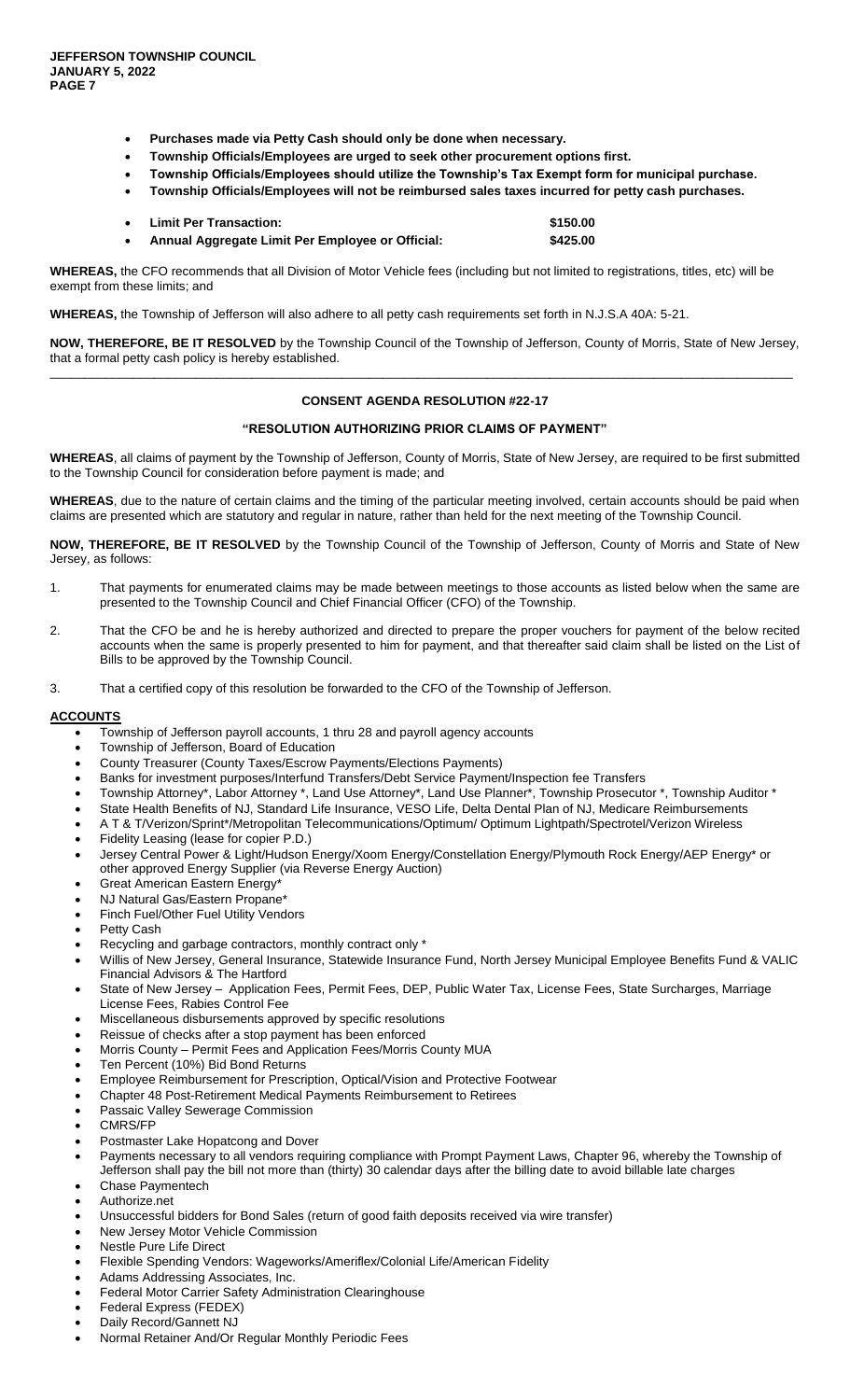- **Purchases made via Petty Cash should only be done when necessary.**
- **Township Officials/Employees are urged to seek other procurement options first.**
- **Township Officials/Employees should utilize the Township's Tax Exempt form for municipal purchase.**
- **Township Officials/Employees will not be reimbursed sales taxes incurred for petty cash purchases.**

- **Limit Per Transaction: $150.00**
- **Annual Aggregate Limit Per Employee or Official: $425.00**

**WHEREAS,** the CFO recommends that all Division of Motor Vehicle fees (including but not limited to registrations, titles, etc) will be exempt from these limits; and

**WHEREAS,** the Township of Jefferson will also adhere to all petty cash requirements set forth in N.J.S.A 40A: 5-21.

**NOW, THEREFORE, BE IT RESOLVED** by the Township Council of the Township of Jefferson, County of Morris, State of New Jersey, that a formal petty cash policy is hereby established.

---

**CONSENT AGENDA RESOLUTION #22-17**

**"RESOLUTION AUTHORIZING PRIOR CLAIMS OF PAYMENT"**

**WHEREAS**, all claims of payment by the Township of Jefferson, County of Morris, State of New Jersey, are required to be first submitted to the Township Council for consideration before payment is made; and

**WHEREAS**, due to the nature of certain claims and the timing of the particular meeting involved, certain accounts should be paid when claims are presented which are statutory and regular in nature, rather than held for the next meeting of the Township Council.

**NOW, THEREFORE, BE IT RESOLVED** by the Township Council of the Township of Jefferson, County of Morris and State of New Jersey, as follows:

1. That payments for enumerated claims may be made between meetings to those accounts as listed below when the same are presented to the Township Council and Chief Financial Officer (CFO) of the Township.
2. That the CFO be and he is hereby authorized and directed to prepare the proper vouchers for payment of the below recited accounts when the same is properly presented to him for payment, and that thereafter said claim shall be listed on the List of Bills to be approved by the Township Council.
3. That a certified copy of this resolution be forwarded to the CFO of the Township of Jefferson.

**ACCOUNTS**

- Township of Jefferson payroll accounts, 1 thru 28 and payroll agency accounts
- Township of Jefferson, Board of Education
- County Treasurer (County Taxes/Escrow Payments/Elections Payments)
- Banks for investment purposes/Interfund Transfers/Debt Service Payment/Inspection fee Transfers
- Township Attorney*, Labor Attorney *, Land Use Attorney*, Land Use Planner*, Township Prosecutor *, Township Auditor *
- State Health Benefits of NJ, Standard Life Insurance, VESO Life, Delta Dental Plan of NJ, Medicare Reimbursements
- A T & T/Verizon/Sprint*/Metropolitan Telecommunications/Optimum/ Optimum Lightpath/Spectrotel/Verizon Wireless
- Fidelity Leasing (lease for copier P.D.)
- Jersey Central Power & Light/Hudson Energy/Xoom Energy/Constellation Energy/Plymouth Rock Energy/AEP Energy* or other approved Energy Supplier (via Reverse Energy Auction)
- Great American Eastern Energy*
- NJ Natural Gas/Eastern Propane*
- Finch Fuel/Other Fuel Utility Vendors
- Petty Cash
- Recycling and garbage contractors, monthly contract only *
- Willis of New Jersey, General Insurance, Statewide Insurance Fund, North Jersey Municipal Employee Benefits Fund & VALIC Financial Advisors & The Hartford
- State of New Jersey – Application Fees, Permit Fees, DEP, Public Water Tax, License Fees, State Surcharges, Marriage License Fees, Rabies Control Fee
- Miscellaneous disbursements approved by specific resolutions
- Reissue of checks after a stop payment has been enforced
- Morris County – Permit Fees and Application Fees/Morris County MUA
- Ten Percent (10%) Bid Bond Returns
- Employee Reimbursement for Prescription, Optical/Vision and Protective Footwear
- Chapter 48 Post-Retirement Medical Payments Reimbursement to Retirees
- Passaic Valley Sewerage Commission
- CMRS/FP
- Postmaster Lake Hopatcong and Dover
- Payments necessary to all vendors requiring compliance with Prompt Payment Laws, Chapter 96, whereby the Township of Jefferson shall pay the bill not more than (thirty) 30 calendar days after the billing date to avoid billable late charges
- Chase Paymentech
- Authorize.net
- Unsuccessful bidders for Bond Sales (return of good faith deposits received via wire transfer)
- New Jersey Motor Vehicle Commission
- Nestle Pure Life Direct
- Flexible Spending Vendors: Wageworks/Ameriflex/Colonial Life/American Fidelity
- Adams Addressing Associates, Inc.
- Federal Motor Carrier Safety Administration Clearinghouse
- Federal Express (FEDEX)
- Daily Record/Gannett NJ
- Normal Retainer And/Or Regular Monthly Periodic Fees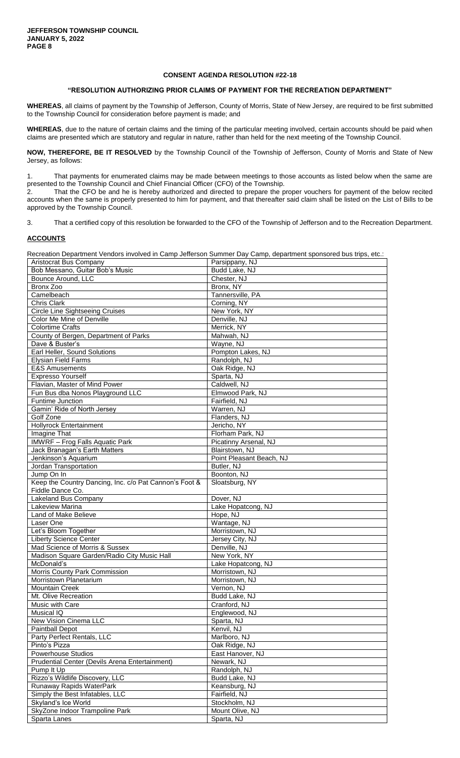## CONSENT AGENDA RESOLUTION #22-18

### "RESOLUTION AUTHORIZING PRIOR CLAIMS OF PAYMENT FOR THE RECREATION DEPARTMENT"

**WHEREAS**, all claims of payment by the Township of Jefferson, County of Morris, State of New Jersey, are required to be first submitted to the Township Council for consideration before payment is made; and

**WHEREAS**, due to the nature of certain claims and the timing of the particular meeting involved, certain accounts should be paid when claims are presented which are statutory and regular in nature, rather than held for the next meeting of the Township Council.

**NOW, THEREFORE, BE IT RESOLVED** by the Township Council of the Township of Jefferson, County of Morris and State of New Jersey, as follows:

1. That payments for enumerated claims may be made between meetings to those accounts as listed below when the same are presented to the Township Council and Chief Financial Officer (CFO) of the Township.
2. That the CFO be and he is hereby authorized and directed to prepare the proper vouchers for payment of the below recited accounts when the same is properly presented to him for payment, and that thereafter said claim shall be listed on the List of Bills to be approved by the Township Council.
3. That a certified copy of this resolution be forwarded to the CFO of the Township of Jefferson and to the Recreation Department.

**ACCOUNTS**

Recreation Department Vendors involved in Camp Jefferson Summer Day Camp, department sponsored bus trips, etc.:

| | |
|---|---|
| Aristocrat Bus Company | Parsippany, NJ |
| Bob Messano, Guitar Bob's Music | Budd Lake, NJ |
| Bounce Around, LLC | Chester, NJ |
| Bronx Zoo | Bronx, NY |
| Camelbeach | Tannersville, PA |
| Chris Clark | Corning, NY |
| Circle Line Sightseeing Cruises | New York, NY |
| Color Me Mine of Denville | Denville, NJ |
| Colortime Crafts | Merrick, NY |
| County of Bergen, Department of Parks | Mahwah, NJ |
| Dave & Buster's | Wayne, NJ |
| Earl Heller, Sound Solutions | Pompton Lakes, NJ |
| Elysian Field Farms | Randolph, NJ |
| E&S Amusements | Oak Ridge, NJ |
| Expresso Yourself | Sparta, NJ |
| Flavian, Master of Mind Power | Caldwell, NJ |
| Fun Bus dba Nonos Playground LLC | Elmwood Park, NJ |
| Funtime Junction | Fairfield, NJ |
| Gamin' Ride of North Jersey | Warren, NJ |
| Golf Zone | Flanders, NJ |
| Hollyrock Entertainment | Jericho, NY |
| Imagine That | Florham Park, NJ |
| IMWRF – Frog Falls Aquatic Park | Picatinny Arsenal, NJ |
| Jack Branagan's Earth Matters | Blairstown, NJ |
| Jenkinson's Aquarium | Point Pleasant Beach, NJ |
| Jordan Transportation | Butler, NJ |
| Jump On In | Boonton, NJ |
| Keep the Country Dancing, Inc. c/o Pat Cannon's Foot & Fiddle Dance Co. | Sloatsburg, NY |
| Lakeland Bus Company | Dover, NJ |
| Lakeview Marina | Lake Hopatcong, NJ |
| Land of Make Believe | Hope, NJ |
| Laser One | Wantage, NJ |
| Let's Bloom Together | Morristown, NJ |
| Liberty Science Center | Jersey City, NJ |
| Mad Science of Morris & Sussex | Denville, NJ |
| Madison Square Garden/Radio City Music Hall | New York, NY |
| McDonald's | Lake Hopatcong, NJ |
| Morris County Park Commission | Morristown, NJ |
| Morristown Planetarium | Morristown, NJ |
| Mountain Creek | Vernon, NJ |
| Mt. Olive Recreation | Budd Lake, NJ |
| Music with Care | Cranford, NJ |
| Musical IQ | Englewood, NJ |
| New Vision Cinema LLC | Sparta, NJ |
| Paintball Depot | Kenvil, NJ |
| Party Perfect Rentals, LLC | Marlboro, NJ |
| Pinto's Pizza | Oak Ridge, NJ |
| Powerhouse Studios | East Hanover, NJ |
| Prudential Center (Devils Arena Entertainment) | Newark, NJ |
| Pump It Up | Randolph, NJ |
| Rizzo's Wildlife Discovery, LLC | Budd Lake, NJ |
| Runaway Rapids WaterPark | Keansburg, NJ |
| Simply the Best Infatables, LLC | Fairfield, NJ |
| Skyland's Ice World | Stockholm, NJ |
| SkyZone Indoor Trampoline Park | Mount Olive, NJ |
| Sparta Lanes | Sparta, NJ |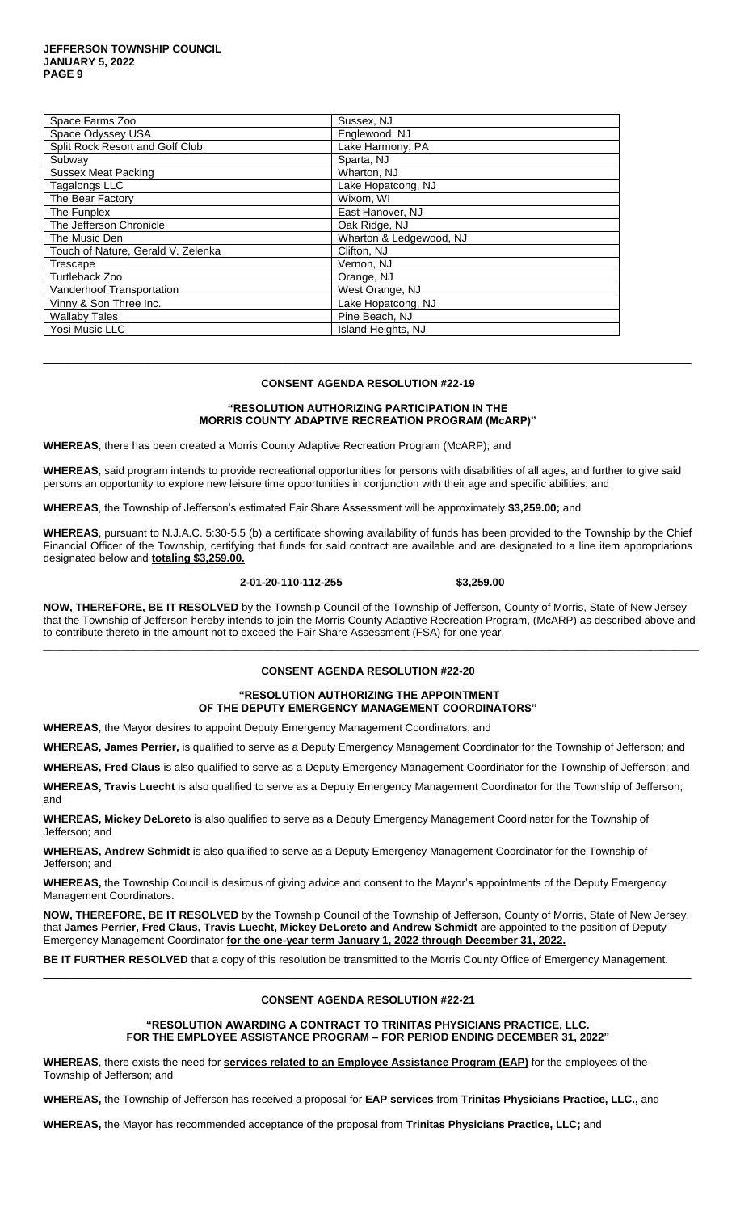| Space Farms Zoo | Sussex, NJ |
|---|---|
| Space Odyssey USA | Englewood, NJ |
| Split Rock Resort and Golf Club | Lake Harmony, PA |
| Subway | Sparta, NJ |
| Sussex Meat Packing | Wharton, NJ |
| Tagalongs LLC | Lake Hopatcong, NJ |
| The Bear Factory | Wixom, WI |
| The Funplex | East Hanover, NJ |
| The Jefferson Chronicle | Oak Ridge, NJ |
| The Music Den | Wharton & Ledgewood, NJ |
| Touch of Nature, Gerald V. Zelenka | Clifton, NJ |
| Trescape | Vernon, NJ |
| Turtleback Zoo | Orange, NJ |
| Vanderhoof Transportation | West Orange, NJ |
| Vinny & Son Three Inc. | Lake Hopatcong, NJ |
| Wallaby Tales | Pine Beach, NJ |
| Yosi Music LLC | Island Heights, NJ |

---

**CONSENT AGENDA RESOLUTION #22-19**

**"RESOLUTION AUTHORIZING PARTICIPATION IN THE MORRIS COUNTY ADAPTIVE RECREATION PROGRAM (McARP)"**

**WHEREAS**, there has been created a Morris County Adaptive Recreation Program (McARP); and

**WHEREAS**, said program intends to provide recreational opportunities for persons with disabilities of all ages, and further to give said persons an opportunity to explore new leisure time opportunities in conjunction with their age and specific abilities; and

**WHEREAS**, the Township of Jefferson's estimated Fair Share Assessment will be approximately **$3,259.00;** and

**WHEREAS**, pursuant to N.J.A.C. 5:30-5.5 (b) a certificate showing availability of funds has been provided to the Township by the Chief Financial Officer of the Township, certifying that funds for said contract are available and are designated to a line item appropriations designated below and **totaling $3,259.00.**

**2-01-20-110-112-255 $3,259.00**

**NOW, THEREFORE, BE IT RESOLVED** by the Township Council of the Township of Jefferson, County of Morris, State of New Jersey that the Township of Jefferson hereby intends to join the Morris County Adaptive Recreation Program, (McARP) as described above and to contribute thereto in the amount not to exceed the Fair Share Assessment (FSA) for one year.

---

**CONSENT AGENDA RESOLUTION #22-20**

**"RESOLUTION AUTHORIZING THE APPOINTMENT OF THE DEPUTY EMERGENCY MANAGEMENT COORDINATORS"**

**WHEREAS**, the Mayor desires to appoint Deputy Emergency Management Coordinators; and

**WHEREAS, James Perrier,** is qualified to serve as a Deputy Emergency Management Coordinator for the Township of Jefferson; and

**WHEREAS, Fred Claus** is also qualified to serve as a Deputy Emergency Management Coordinator for the Township of Jefferson; and

**WHEREAS, Travis Luecht** is also qualified to serve as a Deputy Emergency Management Coordinator for the Township of Jefferson; and

**WHEREAS, Mickey DeLoreto** is also qualified to serve as a Deputy Emergency Management Coordinator for the Township of Jefferson; and

**WHEREAS, Andrew Schmidt** is also qualified to serve as a Deputy Emergency Management Coordinator for the Township of Jefferson; and

**WHEREAS,** the Township Council is desirous of giving advice and consent to the Mayor's appointments of the Deputy Emergency Management Coordinators.

**NOW, THEREFORE, BE IT RESOLVED** by the Township Council of the Township of Jefferson, County of Morris, State of New Jersey, that **James Perrier, Fred Claus, Travis Luecht, Mickey DeLoreto and Andrew Schmidt** are appointed to the position of Deputy Emergency Management Coordinator **for the one-year term January 1, 2022 through December 31, 2022.**

**BE IT FURTHER RESOLVED** that a copy of this resolution be transmitted to the Morris County Office of Emergency Management.

---

**CONSENT AGENDA RESOLUTION #22-21**

**"RESOLUTION AWARDING A CONTRACT TO TRINITAS PHYSICIANS PRACTICE, LLC. FOR THE EMPLOYEE ASSISTANCE PROGRAM – FOR PERIOD ENDING DECEMBER 31, 2022"**

**WHEREAS**, there exists the need for **services related to an Employee Assistance Program (EAP)** for the employees of the Township of Jefferson; and

**WHEREAS,** the Township of Jefferson has received a proposal for **EAP services** from **Trinitas Physicians Practice, LLC.,** and

**WHEREAS,** the Mayor has recommended acceptance of the proposal from **Trinitas Physicians Practice, LLC;** and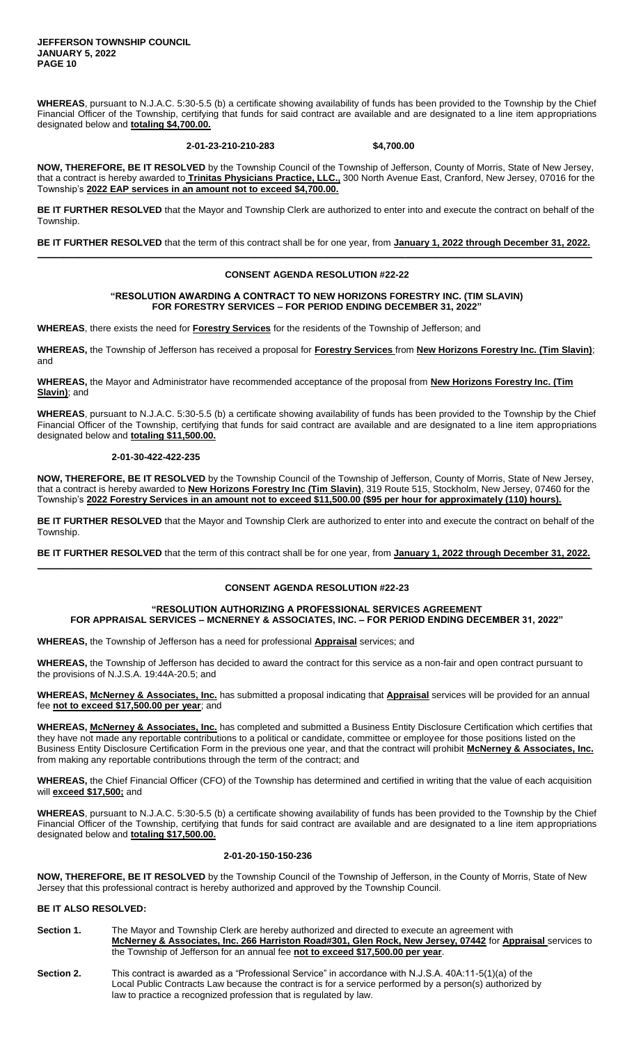**WHEREAS**, pursuant to N.J.A.C. 5:30-5.5 (b) a certificate showing availability of funds has been provided to the Township by the Chief Financial Officer of the Township, certifying that funds for said contract are available and are designated to a line item appropriations designated below and **totaling $4,700.00.**

**2-01-23-210-210-283 $4,700.00**

**NOW, THEREFORE, BE IT RESOLVED** by the Township Council of the Township of Jefferson, County of Morris, State of New Jersey, that a contract is hereby awarded to **Trinitas Physicians Practice, LLC.,** 300 North Avenue East, Cranford, New Jersey, 07016 for the Township's **2022 EAP services in an amount not to exceed $4,700.00.**

**BE IT FURTHER RESOLVED** that the Mayor and Township Clerk are authorized to enter into and execute the contract on behalf of the Township.

**BE IT FURTHER RESOLVED** that the term of this contract shall be for one year, from **January 1, 2022 through December 31, 2022.**

---

### CONSENT AGENDA RESOLUTION #22-22

**"RESOLUTION AWARDING A CONTRACT TO NEW HORIZONS FORESTRY INC. (TIM SLAVIN) FOR FORESTRY SERVICES – FOR PERIOD ENDING DECEMBER 31, 2022"**

**WHEREAS**, there exists the need for **Forestry Services** for the residents of the Township of Jefferson; and

**WHEREAS,** the Township of Jefferson has received a proposal for **Forestry Services** from **New Horizons Forestry Inc. (Tim Slavin)**; and

**WHEREAS,** the Mayor and Administrator have recommended acceptance of the proposal from **New Horizons Forestry Inc. (Tim Slavin)**; and

**WHEREAS**, pursuant to N.J.A.C. 5:30-5.5 (b) a certificate showing availability of funds has been provided to the Township by the Chief Financial Officer of the Township, certifying that funds for said contract are available and are designated to a line item appropriations designated below and **totaling $11,500.00.**

**2-01-30-422-422-235**

**NOW, THEREFORE, BE IT RESOLVED** by the Township Council of the Township of Jefferson, County of Morris, State of New Jersey, that a contract is hereby awarded to **New Horizons Forestry Inc (Tim Slavin)**, 319 Route 515, Stockholm, New Jersey, 07460 for the Township's **2022 Forestry Services in an amount not to exceed $11,500.00 ($95 per hour for approximately (110) hours).**

**BE IT FURTHER RESOLVED** that the Mayor and Township Clerk are authorized to enter into and execute the contract on behalf of the Township.

**BE IT FURTHER RESOLVED** that the term of this contract shall be for one year, from **January 1, 2022 through December 31, 2022.**

---

### CONSENT AGENDA RESOLUTION #22-23

**"RESOLUTION AUTHORIZING A PROFESSIONAL SERVICES AGREEMENT FOR APPRAISAL SERVICES – MCNERNEY & ASSOCIATES, INC. – FOR PERIOD ENDING DECEMBER 31, 2022"**

**WHEREAS,** the Township of Jefferson has a need for professional **Appraisal** services; and

**WHEREAS,** the Township of Jefferson has decided to award the contract for this service as a non-fair and open contract pursuant to the provisions of N.J.S.A. 19:44A-20.5; and

**WHEREAS, McNerney & Associates, Inc.** has submitted a proposal indicating that **Appraisal** services will be provided for an annual fee **not to exceed $17,500.00 per year**; and

**WHEREAS, McNerney & Associates, Inc.** has completed and submitted a Business Entity Disclosure Certification which certifies that they have not made any reportable contributions to a political or candidate, committee or employee for those positions listed on the Business Entity Disclosure Certification Form in the previous one year, and that the contract will prohibit **McNerney & Associates, Inc.** from making any reportable contributions through the term of the contract; and

**WHEREAS,** the Chief Financial Officer (CFO) of the Township has determined and certified in writing that the value of each acquisition will **exceed $17,500;** and

**WHEREAS**, pursuant to N.J.A.C. 5:30-5.5 (b) a certificate showing availability of funds has been provided to the Township by the Chief Financial Officer of the Township, certifying that funds for said contract are available and are designated to a line item appropriations designated below and **totaling $17,500.00.**

**2-01-20-150-150-236**

**NOW, THEREFORE, BE IT RESOLVED** by the Township Council of the Township of Jefferson, in the County of Morris, State of New Jersey that this professional contract is hereby authorized and approved by the Township Council.

**BE IT ALSO RESOLVED:**

**Section 1.** The Mayor and Township Clerk are hereby authorized and directed to execute an agreement with **McNerney & Associates, Inc. 266 Harriston Road#301, Glen Rock, New Jersey, 07442** for **Appraisal** services to the Township of Jefferson for an annual fee **not to exceed $17,500.00 per year**.

**Section 2.** This contract is awarded as a "Professional Service" in accordance with N.J.S.A. 40A:11-5(1)(a) of the Local Public Contracts Law because the contract is for a service performed by a person(s) authorized by law to practice a recognized profession that is regulated by law.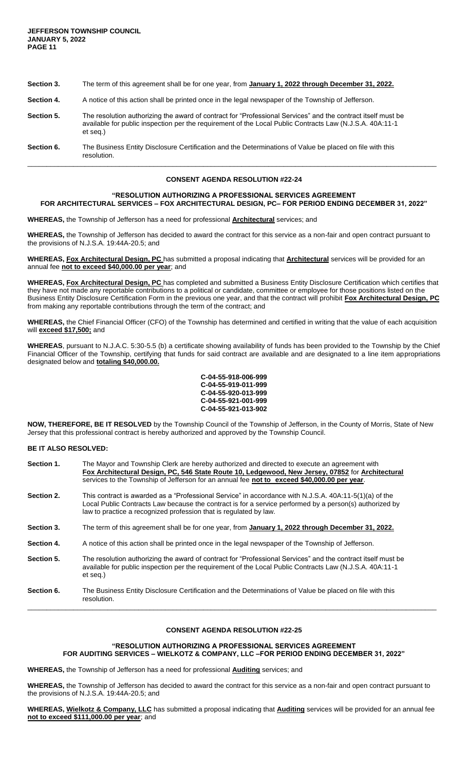**Section 3.** The term of this agreement shall be for one year, from **January 1, 2022 through December 31, 2022.**

**Section 4.** A notice of this action shall be printed once in the legal newspaper of the Township of Jefferson.

**Section 5.** The resolution authorizing the award of contract for "Professional Services" and the contract itself must be available for public inspection per the requirement of the Local Public Contracts Law (N.J.S.A. 40A:11-1 et seq.)

**Section 6.** The Business Entity Disclosure Certification and the Determinations of Value be placed on file with this resolution.

---

**CONSENT AGENDA RESOLUTION #22-24**

**"RESOLUTION AUTHORIZING A PROFESSIONAL SERVICES AGREEMENT FOR ARCHITECTURAL SERVICES – FOX ARCHITECTURAL DESIGN, PC– FOR PERIOD ENDING DECEMBER 31, 2022"**

**WHEREAS,** the Township of Jefferson has a need for professional **Architectural** services; and

**WHEREAS,** the Township of Jefferson has decided to award the contract for this service as a non-fair and open contract pursuant to the provisions of N.J.S.A. 19:44A-20.5; and

**WHEREAS, Fox Architectural Design, PC** has submitted a proposal indicating that **Architectural** services will be provided for an annual fee **not to exceed $40,000.00 per year**; and

**WHEREAS, Fox Architectural Design, PC** has completed and submitted a Business Entity Disclosure Certification which certifies that they have not made any reportable contributions to a political or candidate, committee or employee for those positions listed on the Business Entity Disclosure Certification Form in the previous one year, and that the contract will prohibit **Fox Architectural Design, PC** from making any reportable contributions through the term of the contract; and

**WHEREAS,** the Chief Financial Officer (CFO) of the Township has determined and certified in writing that the value of each acquisition will **exceed $17,500;** and

**WHEREAS**, pursuant to N.J.A.C. 5:30-5.5 (b) a certificate showing availability of funds has been provided to the Township by the Chief Financial Officer of the Township, certifying that funds for said contract are available and are designated to a line item appropriations designated below and **totaling $40,000.00.**

**C-04-55-918-006-999**
**C-04-55-919-011-999**
**C-04-55-920-013-999**
**C-04-55-921-001-999**
**C-04-55-921-013-902**

**NOW, THEREFORE, BE IT RESOLVED** by the Township Council of the Township of Jefferson, in the County of Morris, State of New Jersey that this professional contract is hereby authorized and approved by the Township Council.

**BE IT ALSO RESOLVED:**

**Section 1.** The Mayor and Township Clerk are hereby authorized and directed to execute an agreement with **Fox Architectural Design, PC, 546 State Route 10, Ledgewood, New Jersey, 07852** for **Architectural** services to the Township of Jefferson for an annual fee **not to exceed $40,000.00 per year**.

**Section 2.** This contract is awarded as a "Professional Service" in accordance with N.J.S.A. 40A:11-5(1)(a) of the Local Public Contracts Law because the contract is for a service performed by a person(s) authorized by law to practice a recognized profession that is regulated by law.

**Section 3.** The term of this agreement shall be for one year, from **January 1, 2022 through December 31, 2022.**

**Section 4.** A notice of this action shall be printed once in the legal newspaper of the Township of Jefferson.

**Section 5.** The resolution authorizing the award of contract for "Professional Services" and the contract itself must be available for public inspection per the requirement of the Local Public Contracts Law (N.J.S.A. 40A:11-1 et seq.)

**Section 6.** The Business Entity Disclosure Certification and the Determinations of Value be placed on file with this resolution.

---

**CONSENT AGENDA RESOLUTION #22-25**

**"RESOLUTION AUTHORIZING A PROFESSIONAL SERVICES AGREEMENT FOR AUDITING SERVICES – WIELKOTZ & COMPANY, LLC –FOR PERIOD ENDING DECEMBER 31, 2022"**

**WHEREAS,** the Township of Jefferson has a need for professional **Auditing** services; and

**WHEREAS,** the Township of Jefferson has decided to award the contract for this service as a non-fair and open contract pursuant to the provisions of N.J.S.A. 19:44A-20.5; and

**WHEREAS, Wielkotz & Company, LLC** has submitted a proposal indicating that **Auditing** services will be provided for an annual fee **not to exceed $111,000.00 per year**; and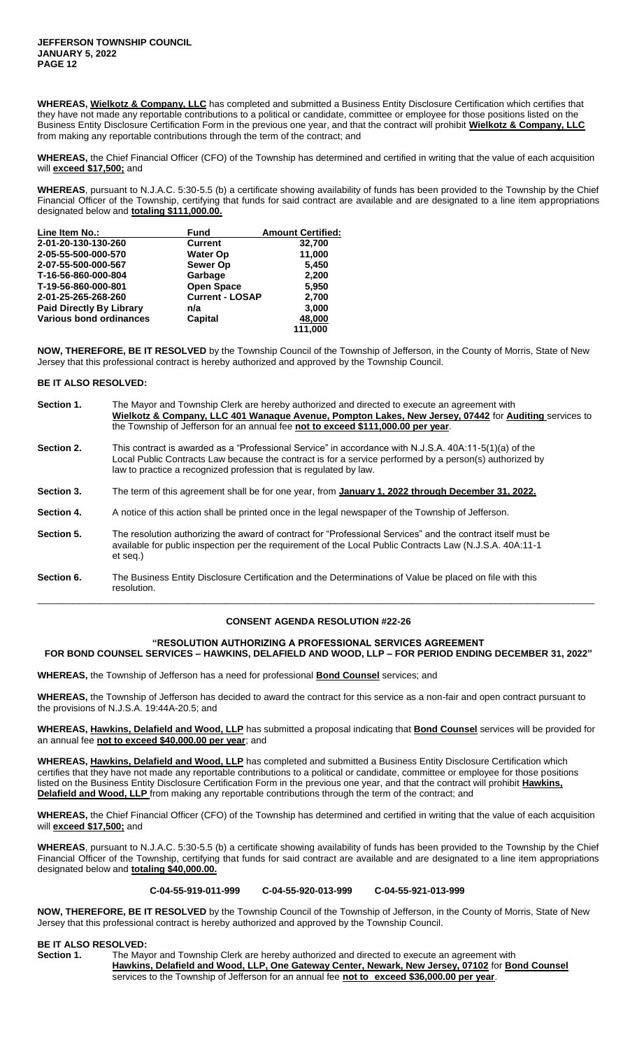**WHEREAS, Wielkotz & Company, LLC** has completed and submitted a Business Entity Disclosure Certification which certifies that they have not made any reportable contributions to a political or candidate, committee or employee for those positions listed on the Business Entity Disclosure Certification Form in the previous one year, and that the contract will prohibit **Wielkotz & Company, LLC** from making any reportable contributions through the term of the contract; and

**WHEREAS,** the Chief Financial Officer (CFO) of the Township has determined and certified in writing that the value of each acquisition will **exceed $17,500;** and

**WHEREAS**, pursuant to N.J.A.C. 5:30-5.5 (b) a certificate showing availability of funds has been provided to the Township by the Chief Financial Officer of the Township, certifying that funds for said contract are available and are designated to a line item appropriations designated below and **totaling $111,000.00.**

| Line Item No.: | Fund | Amount Certified: |
|---|---|---|
| 2-01-20-130-130-260 | Current | 32,700 |
| 2-05-55-500-000-570 | Water Op | 11,000 |
| 2-07-55-500-000-567 | Sewer Op | 5,450 |
| T-16-56-860-000-804 | Garbage | 2,200 |
| T-19-56-860-000-801 | Open Space | 5,950 |
| 2-01-25-265-268-260 | Current - LOSAP | 2,700 |
| Paid Directly By Library | n/a | 3,000 |
| Various bond ordinances | Capital | 48,000 |
| | | 111,000 |

**NOW, THEREFORE, BE IT RESOLVED** by the Township Council of the Township of Jefferson, in the County of Morris, State of New Jersey that this professional contract is hereby authorized and approved by the Township Council.

**BE IT ALSO RESOLVED:**

**Section 1.** The Mayor and Township Clerk are hereby authorized and directed to execute an agreement with **Wielkotz & Company, LLC 401 Wanaque Avenue, Pompton Lakes, New Jersey, 07442** for **Auditing** services to the Township of Jefferson for an annual fee **not to exceed $111,000.00 per year**.

**Section 2.** This contract is awarded as a "Professional Service" in accordance with N.J.S.A. 40A:11-5(1)(a) of the Local Public Contracts Law because the contract is for a service performed by a person(s) authorized by law to practice a recognized profession that is regulated by law.

**Section 3.** The term of this agreement shall be for one year, from **January 1, 2022 through December 31, 2022.**

**Section 4.** A notice of this action shall be printed once in the legal newspaper of the Township of Jefferson.

**Section 5.** The resolution authorizing the award of contract for "Professional Services" and the contract itself must be available for public inspection per the requirement of the Local Public Contracts Law (N.J.S.A. 40A:11-1 et seq.)

**Section 6.** The Business Entity Disclosure Certification and the Determinations of Value be placed on file with this resolution.

---

## CONSENT AGENDA RESOLUTION #22-26

### "RESOLUTION AUTHORIZING A PROFESSIONAL SERVICES AGREEMENT FOR BOND COUNSEL SERVICES – HAWKINS, DELAFIELD AND WOOD, LLP – FOR PERIOD ENDING DECEMBER 31, 2022"

**WHEREAS,** the Township of Jefferson has a need for professional **Bond Counsel** services; and

**WHEREAS,** the Township of Jefferson has decided to award the contract for this service as a non-fair and open contract pursuant to the provisions of N.J.S.A. 19:44A-20.5; and

**WHEREAS, Hawkins, Delafield and Wood, LLP** has submitted a proposal indicating that **Bond Counsel** services will be provided for an annual fee **not to exceed $40,000.00 per year**; and

**WHEREAS, Hawkins, Delafield and Wood, LLP** has completed and submitted a Business Entity Disclosure Certification which certifies that they have not made any reportable contributions to a political or candidate, committee or employee for those positions listed on the Business Entity Disclosure Certification Form in the previous one year, and that the contract will prohibit **Hawkins, Delafield and Wood, LLP** from making any reportable contributions through the term of the contract; and

**WHEREAS,** the Chief Financial Officer (CFO) of the Township has determined and certified in writing that the value of each acquisition will **exceed $17,500;** and

**WHEREAS**, pursuant to N.J.A.C. 5:30-5.5 (b) a certificate showing availability of funds has been provided to the Township by the Chief Financial Officer of the Township, certifying that funds for said contract are available and are designated to a line item appropriations designated below and **totaling $40,000.00.**

**C-04-55-919-011-999 C-04-55-920-013-999 C-04-55-921-013-999**

**NOW, THEREFORE, BE IT RESOLVED** by the Township Council of the Township of Jefferson, in the County of Morris, State of New Jersey that this professional contract is hereby authorized and approved by the Township Council.

**BE IT ALSO RESOLVED:**

**Section 1.** The Mayor and Township Clerk are hereby authorized and directed to execute an agreement with **Hawkins, Delafield and Wood, LLP, One Gateway Center, Newark, New Jersey, 07102** for **Bond Counsel** services to the Township of Jefferson for an annual fee **not to exceed $36,000.00 per year**.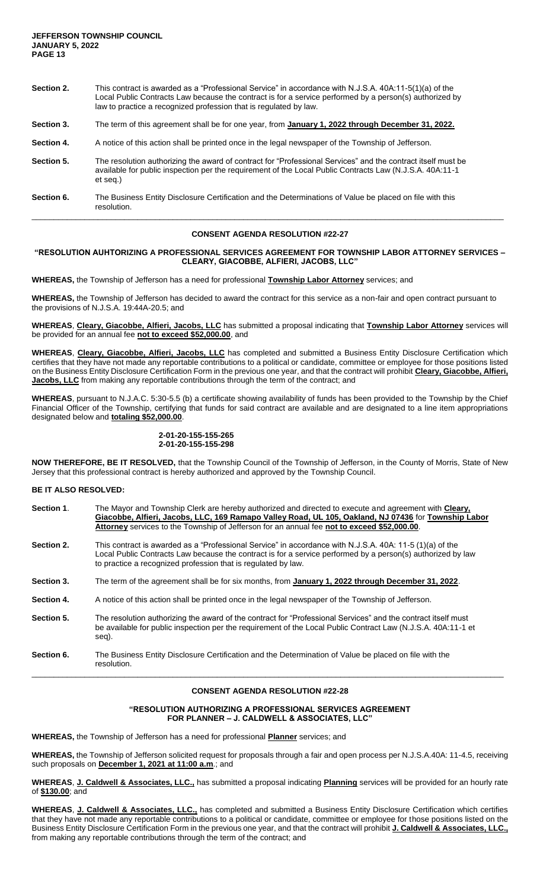**Section 2.** This contract is awarded as a "Professional Service" in accordance with N.J.S.A. 40A:11-5(1)(a) of the Local Public Contracts Law because the contract is for a service performed by a person(s) authorized by law to practice a recognized profession that is regulated by law.

**Section 3.** The term of this agreement shall be for one year, from **January 1, 2022 through December 31, 2022.**

**Section 4.** A notice of this action shall be printed once in the legal newspaper of the Township of Jefferson.

**Section 5.** The resolution authorizing the award of contract for "Professional Services" and the contract itself must be available for public inspection per the requirement of the Local Public Contracts Law (N.J.S.A. 40A:11-1 et seq.)

**Section 6.** The Business Entity Disclosure Certification and the Determinations of Value be placed on file with this resolution.

---

## CONSENT AGENDA RESOLUTION #22-27

### "RESOLUTION AUHTORIZING A PROFESSIONAL SERVICES AGREEMENT FOR TOWNSHIP LABOR ATTORNEY SERVICES – CLEARY, GIACOBBE, ALFIERI, JACOBS, LLC"

**WHEREAS,** the Township of Jefferson has a need for professional **Township Labor Attorney** services; and

**WHEREAS,** the Township of Jefferson has decided to award the contract for this service as a non-fair and open contract pursuant to the provisions of N.J.S.A. 19:44A-20.5; and

**WHEREAS**, **Cleary, Giacobbe, Alfieri, Jacobs, LLC** has submitted a proposal indicating that **Township Labor Attorney** services will be provided for an annual fee **not to exceed $52,000.00**, and

**WHEREAS**, **Cleary, Giacobbe, Alfieri, Jacobs, LLC** has completed and submitted a Business Entity Disclosure Certification which certifies that they have not made any reportable contributions to a political or candidate, committee or employee for those positions listed on the Business Entity Disclosure Certification Form in the previous one year, and that the contract will prohibit **Cleary, Giacobbe, Alfieri, Jacobs, LLC** from making any reportable contributions through the term of the contract; and

**WHEREAS**, pursuant to N.J.A.C. 5:30-5.5 (b) a certificate showing availability of funds has been provided to the Township by the Chief Financial Officer of the Township, certifying that funds for said contract are available and are designated to a line item appropriations designated below and **totaling $52,000.00**.

**2-01-20-155-155-265**
**2-01-20-155-155-298**

**NOW THEREFORE, BE IT RESOLVED,** that the Township Council of the Township of Jefferson, in the County of Morris, State of New Jersey that this professional contract is hereby authorized and approved by the Township Council.

**BE IT ALSO RESOLVED:**

**Section 1**. The Mayor and Township Clerk are hereby authorized and directed to execute and agreement with **Cleary, Giacobbe, Alfieri, Jacobs, LLC, 169 Ramapo Valley Road, UL 105, Oakland, NJ 07436** for **Township Labor Attorney** services to the Township of Jefferson for an annual fee **not to exceed $52,000.00**.

**Section 2.** This contract is awarded as a "Professional Service" in accordance with N.J.S.A. 40A: 11-5 (1)(a) of the Local Public Contracts Law because the contract is for a service performed by a person(s) authorized by law to practice a recognized profession that is regulated by law.

**Section 3.** The term of the agreement shall be for six months, from **January 1, 2022 through December 31, 2022**.

**Section 4.** A notice of this action shall be printed once in the legal newspaper of the Township of Jefferson.

**Section 5.** The resolution authorizing the award of the contract for "Professional Services" and the contract itself must be available for public inspection per the requirement of the Local Public Contract Law (N.J.S.A. 40A:11-1 et seq).

**Section 6.** The Business Entity Disclosure Certification and the Determination of Value be placed on file with the resolution.

---

## CONSENT AGENDA RESOLUTION #22-28

### "RESOLUTION AUTHORIZING A PROFESSIONAL SERVICES AGREEMENT FOR PLANNER – J. CALDWELL & ASSOCIATES, LLC"

**WHEREAS,** the Township of Jefferson has a need for professional **Planner** services; and

**WHEREAS,** the Township of Jefferson solicited request for proposals through a fair and open process per N.J.S.A.40A: 11-4.5, receiving such proposals on **December 1, 2021 at 11:00 a.m**.; and

**WHEREAS**, **J. Caldwell & Associates, LLC.,** has submitted a proposal indicating **Planning** services will be provided for an hourly rate of **$130.00**; and

**WHEREAS**, **J. Caldwell & Associates, LLC.,** has completed and submitted a Business Entity Disclosure Certification which certifies that they have not made any reportable contributions to a political or candidate, committee or employee for those positions listed on the Business Entity Disclosure Certification Form in the previous one year, and that the contract will prohibit **J. Caldwell & Associates, LLC.,** from making any reportable contributions through the term of the contract; and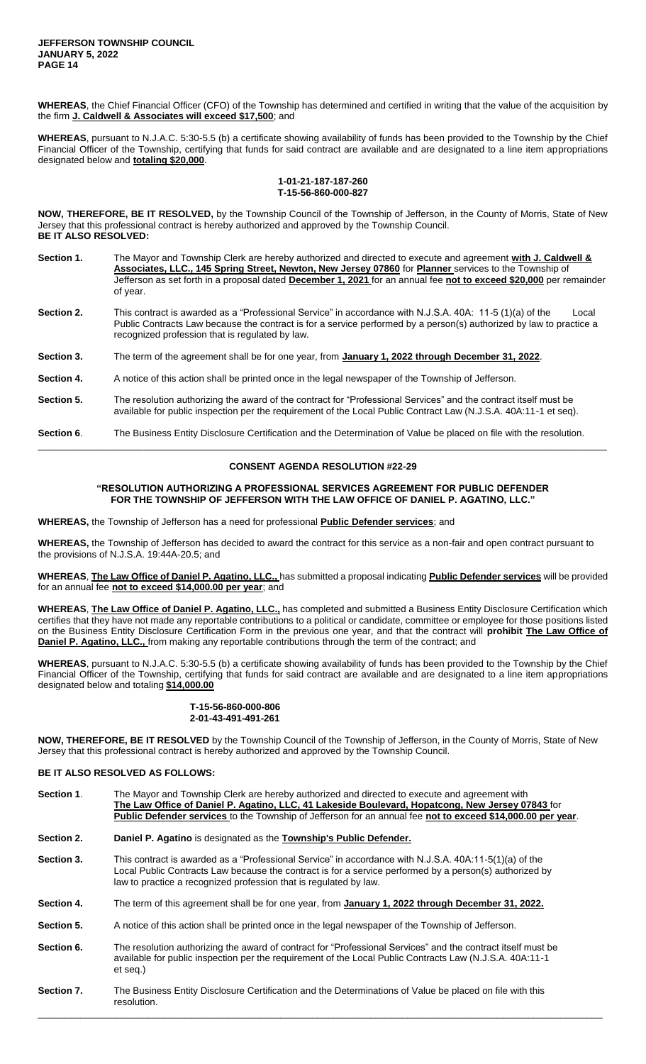**WHEREAS**, the Chief Financial Officer (CFO) of the Township has determined and certified in writing that the value of the acquisition by the firm **J. Caldwell & Associates will exceed $17,500**; and

**WHEREAS**, pursuant to N.J.A.C. 5:30-5.5 (b) a certificate showing availability of funds has been provided to the Township by the Chief Financial Officer of the Township, certifying that funds for said contract are available and are designated to a line item appropriations designated below and **totaling $20,000**.

**1-01-21-187-187-260**
**T-15-56-860-000-827**

**NOW, THEREFORE, BE IT RESOLVED,** by the Township Council of the Township of Jefferson, in the County of Morris, State of New Jersey that this professional contract is hereby authorized and approved by the Township Council.
**BE IT ALSO RESOLVED:**

**Section 1.** The Mayor and Township Clerk are hereby authorized and directed to execute and agreement **with J. Caldwell & Associates, LLC., 145 Spring Street, Newton, New Jersey 07860** for **Planner** services to the Township of Jefferson as set forth in a proposal dated **December 1, 2021** for an annual fee **not to exceed $20,000** per remainder of year.

**Section 2.** This contract is awarded as a "Professional Service" in accordance with N.J.S.A. 40A: 11-5 (1)(a) of the Local Public Contracts Law because the contract is for a service performed by a person(s) authorized by law to practice a recognized profession that is regulated by law.

**Section 3.** The term of the agreement shall be for one year, from **January 1, 2022 through December 31, 2022**.

**Section 4.** A notice of this action shall be printed once in the legal newspaper of the Township of Jefferson.

**Section 5.** The resolution authorizing the award of the contract for "Professional Services" and the contract itself must be available for public inspection per the requirement of the Local Public Contract Law (N.J.S.A. 40A:11-1 et seq).

**Section 6**. The Business Entity Disclosure Certification and the Determination of Value be placed on file with the resolution.

---

## CONSENT AGENDA RESOLUTION #22-29

### "RESOLUTION AUTHORIZING A PROFESSIONAL SERVICES AGREEMENT FOR PUBLIC DEFENDER FOR THE TOWNSHIP OF JEFFERSON WITH THE LAW OFFICE OF DANIEL P. AGATINO, LLC."

**WHEREAS,** the Township of Jefferson has a need for professional **Public Defender services**; and

**WHEREAS,** the Township of Jefferson has decided to award the contract for this service as a non-fair and open contract pursuant to the provisions of N.J.S.A. 19:44A-20.5; and

**WHEREAS**, **The Law Office of Daniel P. Agatino, LLC.,** has submitted a proposal indicating **Public Defender services** will be provided for an annual fee **not to exceed $14,000.00 per year**; and

**WHEREAS**, **The Law Office of Daniel P. Agatino, LLC.,** has completed and submitted a Business Entity Disclosure Certification which certifies that they have not made any reportable contributions to a political or candidate, committee or employee for those positions listed on the Business Entity Disclosure Certification Form in the previous one year, and that the contract will **prohibit The Law Office of Daniel P. Agatino, LLC.,** from making any reportable contributions through the term of the contract; and

**WHEREAS**, pursuant to N.J.A.C. 5:30-5.5 (b) a certificate showing availability of funds has been provided to the Township by the Chief Financial Officer of the Township, certifying that funds for said contract are available and are designated to a line item appropriations designated below and totaling **$14,000.00**

**T-15-56-860-000-806**
**2-01-43-491-491-261**

**NOW, THEREFORE, BE IT RESOLVED** by the Township Council of the Township of Jefferson, in the County of Morris, State of New Jersey that this professional contract is hereby authorized and approved by the Township Council.

**BE IT ALSO RESOLVED AS FOLLOWS:**

**Section 1**. The Mayor and Township Clerk are hereby authorized and directed to execute and agreement with **The Law Office of Daniel P. Agatino, LLC, 41 Lakeside Boulevard, Hopatcong, New Jersey 07843** for **Public Defender services** to the Township of Jefferson for an annual fee **not to exceed $14,000.00 per year**.

**Section 2.** **Daniel P. Agatino** is designated as the **Township's Public Defender.**

**Section 3.** This contract is awarded as a "Professional Service" in accordance with N.J.S.A. 40A:11-5(1)(a) of the Local Public Contracts Law because the contract is for a service performed by a person(s) authorized by law to practice a recognized profession that is regulated by law.

**Section 4.** The term of this agreement shall be for one year, from **January 1, 2022 through December 31, 2022.**

**Section 5.** A notice of this action shall be printed once in the legal newspaper of the Township of Jefferson.

**Section 6.** The resolution authorizing the award of contract for "Professional Services" and the contract itself must be available for public inspection per the requirement of the Local Public Contracts Law (N.J.S.A. 40A:11-1 et seq.)

**Section 7.** The Business Entity Disclosure Certification and the Determinations of Value be placed on file with this resolution.

---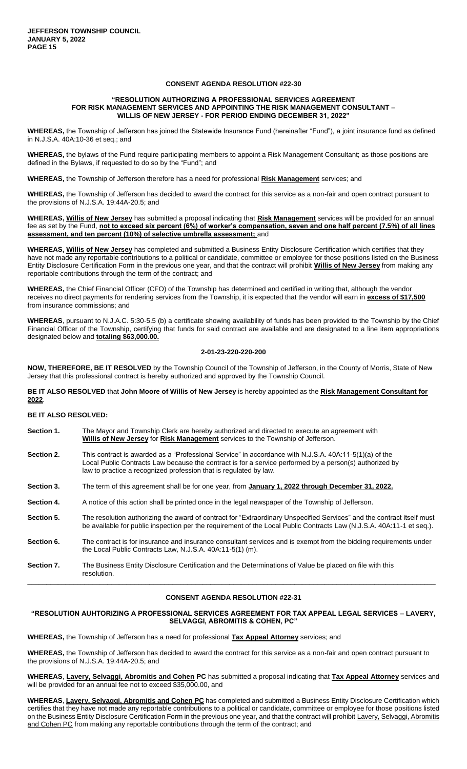## CONSENT AGENDA RESOLUTION #22-30

### "RESOLUTION AUTHORIZING A PROFESSIONAL SERVICES AGREEMENT FOR RISK MANAGEMENT SERVICES AND APPOINTING THE RISK MANAGEMENT CONSULTANT – WILLIS OF NEW JERSEY - FOR PERIOD ENDING DECEMBER 31, 2022"

**WHEREAS,** the Township of Jefferson has joined the Statewide Insurance Fund (hereinafter "Fund"), a joint insurance fund as defined in N.J.S.A. 40A:10-36 et seq.; and

**WHEREAS,** the bylaws of the Fund require participating members to appoint a Risk Management Consultant; as those positions are defined in the Bylaws, if requested to do so by the "Fund"; and

**WHEREAS,** the Township of Jefferson therefore has a need for professional **Risk Management** services; and

**WHEREAS,** the Township of Jefferson has decided to award the contract for this service as a non-fair and open contract pursuant to the provisions of N.J.S.A. 19:44A-20.5; and

**WHEREAS, Willis of New Jersey** has submitted a proposal indicating that **Risk Management** services will be provided for an annual fee as set by the Fund, **not to exceed six percent (6%) of worker's compensation, seven and one half percent (7.5%) of all lines assessment, and ten percent (10%) of selective umbrella assessment;** and

**WHEREAS, Willis of New Jersey** has completed and submitted a Business Entity Disclosure Certification which certifies that they have not made any reportable contributions to a political or candidate, committee or employee for those positions listed on the Business Entity Disclosure Certification Form in the previous one year, and that the contract will prohibit **Willis of New Jersey** from making any reportable contributions through the term of the contract; and

**WHEREAS,** the Chief Financial Officer (CFO) of the Township has determined and certified in writing that, although the vendor receives no direct payments for rendering services from the Township, it is expected that the vendor will earn in **excess of $17,500** from insurance commissions; and

**WHEREAS**, pursuant to N.J.A.C. 5:30-5.5 (b) a certificate showing availability of funds has been provided to the Township by the Chief Financial Officer of the Township, certifying that funds for said contract are available and are designated to a line item appropriations designated below and **totaling $63,000.00.**

**2-01-23-220-220-200**

**NOW, THEREFORE, BE IT RESOLVED** by the Township Council of the Township of Jefferson, in the County of Morris, State of New Jersey that this professional contract is hereby authorized and approved by the Township Council.

**BE IT ALSO RESOLVED** that **John Moore of Willis of New Jersey** is hereby appointed as the **Risk Management Consultant for 2022**.

**BE IT ALSO RESOLVED:**

**Section 1.** The Mayor and Township Clerk are hereby authorized and directed to execute an agreement with **Willis of New Jersey** for **Risk Management** services to the Township of Jefferson.

**Section 2.** This contract is awarded as a "Professional Service" in accordance with N.J.S.A. 40A:11-5(1)(a) of the Local Public Contracts Law because the contract is for a service performed by a person(s) authorized by law to practice a recognized profession that is regulated by law.

**Section 3.** The term of this agreement shall be for one year, from **January 1, 2022 through December 31, 2022.**

**Section 4.** A notice of this action shall be printed once in the legal newspaper of the Township of Jefferson.

**Section 5.** The resolution authorizing the award of contract for "Extraordinary Unspecified Services" and the contract itself must be available for public inspection per the requirement of the Local Public Contracts Law (N.J.S.A. 40A:11-1 et seq.).

**Section 6.** The contract is for insurance and insurance consultant services and is exempt from the bidding requirements under the Local Public Contracts Law, N.J.S.A. 40A:11-5(1) (m).

**Section 7.** The Business Entity Disclosure Certification and the Determinations of Value be placed on file with this resolution.

---

## CONSENT AGENDA RESOLUTION #22-31

### "RESOLUTION AUHTORIZING A PROFESSIONAL SERVICES AGREEMENT FOR TAX APPEAL LEGAL SERVICES – LAVERY, SELVAGGI, ABROMITIS & COHEN, PC"

**WHEREAS,** the Township of Jefferson has a need for professional **Tax Appeal Attorney** services; and

**WHEREAS,** the Township of Jefferson has decided to award the contract for this service as a non-fair and open contract pursuant to the provisions of N.J.S.A. 19:44A-20.5; and

**WHEREAS**, **Lavery, Selvaggi, Abromitis and Cohen PC** has submitted a proposal indicating that **Tax Appeal Attorney** services and will be provided for an annual fee not to exceed $35,000.00, and

**WHEREAS**, **Lavery, Selvaggi, Abromitis and Cohen PC** has completed and submitted a Business Entity Disclosure Certification which certifies that they have not made any reportable contributions to a political or candidate, committee or employee for those positions listed on the Business Entity Disclosure Certification Form in the previous one year, and that the contract will prohibit Lavery, Selvaggi, Abromitis and Cohen PC from making any reportable contributions through the term of the contract; and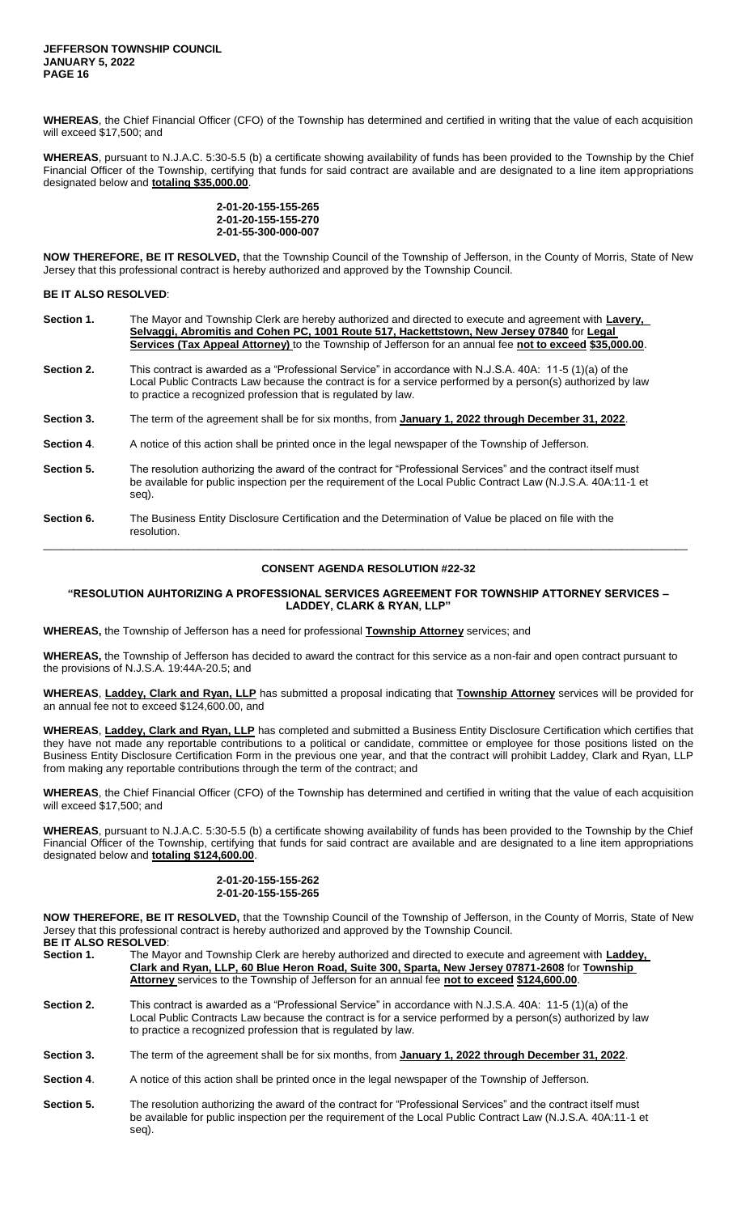**WHEREAS**, the Chief Financial Officer (CFO) of the Township has determined and certified in writing that the value of each acquisition will exceed $17,500; and

**WHEREAS**, pursuant to N.J.A.C. 5:30-5.5 (b) a certificate showing availability of funds has been provided to the Township by the Chief Financial Officer of the Township, certifying that funds for said contract are available and are designated to a line item appropriations designated below and **totaling $35,000.00**.

**2-01-20-155-155-265**
**2-01-20-155-155-270**
**2-01-55-300-000-007**

**NOW THEREFORE, BE IT RESOLVED,** that the Township Council of the Township of Jefferson, in the County of Morris, State of New Jersey that this professional contract is hereby authorized and approved by the Township Council.

**BE IT ALSO RESOLVED**:

**Section 1.** The Mayor and Township Clerk are hereby authorized and directed to execute and agreement with **Lavery, Selvaggi, Abromitis and Cohen PC, 1001 Route 517, Hackettstown, New Jersey 07840** for **Legal Services (Tax Appeal Attorney)** to the Township of Jefferson for an annual fee **not to exceed $35,000.00**.

**Section 2.** This contract is awarded as a "Professional Service" in accordance with N.J.S.A. 40A: 11-5 (1)(a) of the Local Public Contracts Law because the contract is for a service performed by a person(s) authorized by law to practice a recognized profession that is regulated by law.

**Section 3.** The term of the agreement shall be for six months, from **January 1, 2022 through December 31, 2022**.

**Section 4**. A notice of this action shall be printed once in the legal newspaper of the Township of Jefferson.

**Section 5.** The resolution authorizing the award of the contract for "Professional Services" and the contract itself must be available for public inspection per the requirement of the Local Public Contract Law (N.J.S.A. 40A:11-1 et seq).

**Section 6.** The Business Entity Disclosure Certification and the Determination of Value be placed on file with the resolution.

---

## CONSENT AGENDA RESOLUTION #22-32

### "RESOLUTION AUHTORIZING A PROFESSIONAL SERVICES AGREEMENT FOR TOWNSHIP ATTORNEY SERVICES – LADDEY, CLARK & RYAN, LLP"

**WHEREAS,** the Township of Jefferson has a need for professional **Township Attorney** services; and

**WHEREAS,** the Township of Jefferson has decided to award the contract for this service as a non-fair and open contract pursuant to the provisions of N.J.S.A. 19:44A-20.5; and

**WHEREAS**, **Laddey, Clark and Ryan, LLP** has submitted a proposal indicating that **Township Attorney** services will be provided for an annual fee not to exceed $124,600.00, and

**WHEREAS**, **Laddey, Clark and Ryan, LLP** has completed and submitted a Business Entity Disclosure Certification which certifies that they have not made any reportable contributions to a political or candidate, committee or employee for those positions listed on the Business Entity Disclosure Certification Form in the previous one year, and that the contract will prohibit Laddey, Clark and Ryan, LLP from making any reportable contributions through the term of the contract; and

**WHEREAS**, the Chief Financial Officer (CFO) of the Township has determined and certified in writing that the value of each acquisition will exceed $17,500; and

**WHEREAS**, pursuant to N.J.A.C. 5:30-5.5 (b) a certificate showing availability of funds has been provided to the Township by the Chief Financial Officer of the Township, certifying that funds for said contract are available and are designated to a line item appropriations designated below and **totaling $124,600.00**.

**2-01-20-155-155-262**
**2-01-20-155-155-265**

**NOW THEREFORE, BE IT RESOLVED,** that the Township Council of the Township of Jefferson, in the County of Morris, State of New Jersey that this professional contract is hereby authorized and approved by the Township Council.

**BE IT ALSO RESOLVED**:

**Section 1.** The Mayor and Township Clerk are hereby authorized and directed to execute and agreement with **Laddey, Clark and Ryan, LLP, 60 Blue Heron Road, Suite 300, Sparta, New Jersey 07871-2608** for **Township Attorney** services to the Township of Jefferson for an annual fee **not to exceed $124,600.00**.

**Section 2.** This contract is awarded as a "Professional Service" in accordance with N.J.S.A. 40A: 11-5 (1)(a) of the Local Public Contracts Law because the contract is for a service performed by a person(s) authorized by law to practice a recognized profession that is regulated by law.

**Section 3.** The term of the agreement shall be for six months, from **January 1, 2022 through December 31, 2022**.

**Section 4**. A notice of this action shall be printed once in the legal newspaper of the Township of Jefferson.

**Section 5.** The resolution authorizing the award of the contract for "Professional Services" and the contract itself must be available for public inspection per the requirement of the Local Public Contract Law (N.J.S.A. 40A:11-1 et seq).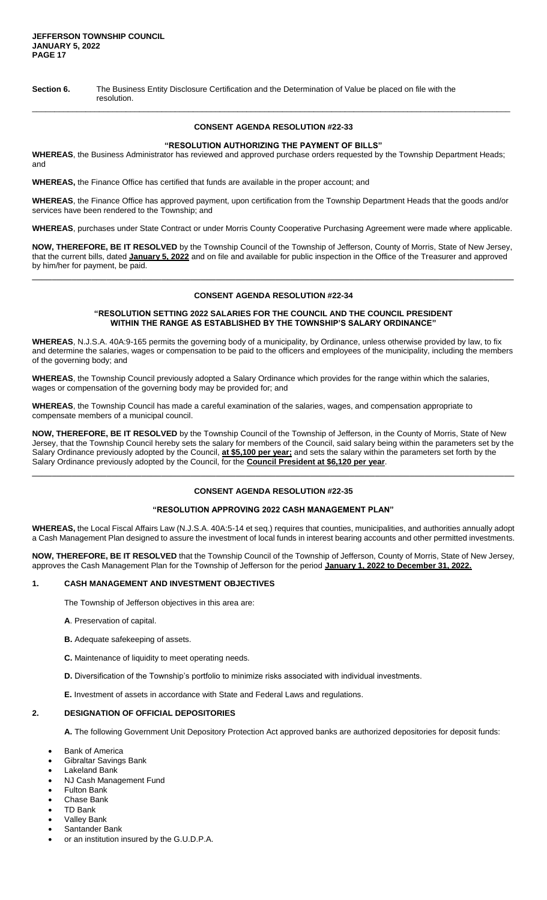**Section 6.** The Business Entity Disclosure Certification and the Determination of Value be placed on file with the resolution.

---

## CONSENT AGENDA RESOLUTION #22-33

### "RESOLUTION AUTHORIZING THE PAYMENT OF BILLS"

**WHEREAS**, the Business Administrator has reviewed and approved purchase orders requested by the Township Department Heads; and

**WHEREAS,** the Finance Office has certified that funds are available in the proper account; and

**WHEREAS**, the Finance Office has approved payment, upon certification from the Township Department Heads that the goods and/or services have been rendered to the Township; and

**WHEREAS**, purchases under State Contract or under Morris County Cooperative Purchasing Agreement were made where applicable.

**NOW, THEREFORE, BE IT RESOLVED** by the Township Council of the Township of Jefferson, County of Morris, State of New Jersey, that the current bills, dated **January 5, 2022** and on file and available for public inspection in the Office of the Treasurer and approved by him/her for payment, be paid.

---

## CONSENT AGENDA RESOLUTION #22-34

### "RESOLUTION SETTING 2022 SALARIES FOR THE COUNCIL AND THE COUNCIL PRESIDENT WITHIN THE RANGE AS ESTABLISHED BY THE TOWNSHIP'S SALARY ORDINANCE"

**WHEREAS**, N.J.S.A. 40A:9-165 permits the governing body of a municipality, by Ordinance, unless otherwise provided by law, to fix and determine the salaries, wages or compensation to be paid to the officers and employees of the municipality, including the members of the governing body; and

**WHEREAS**, the Township Council previously adopted a Salary Ordinance which provides for the range within which the salaries, wages or compensation of the governing body may be provided for; and

**WHEREAS**, the Township Council has made a careful examination of the salaries, wages, and compensation appropriate to compensate members of a municipal council.

**NOW, THEREFORE, BE IT RESOLVED** by the Township Council of the Township of Jefferson, in the County of Morris, State of New Jersey, that the Township Council hereby sets the salary for members of the Council, said salary being within the parameters set by the Salary Ordinance previously adopted by the Council, **at $5,100 per year;** and sets the salary within the parameters set forth by the Salary Ordinance previously adopted by the Council, for the **Council President at $6,120 per year**.

---

## CONSENT AGENDA RESOLUTION #22-35

### "RESOLUTION APPROVING 2022 CASH MANAGEMENT PLAN"

**WHEREAS,** the Local Fiscal Affairs Law (N.J.S.A. 40A:5-14 et seq.) requires that counties, municipalities, and authorities annually adopt a Cash Management Plan designed to assure the investment of local funds in interest bearing accounts and other permitted investments.

**NOW, THEREFORE, BE IT RESOLVED** that the Township Council of the Township of Jefferson, County of Morris, State of New Jersey, approves the Cash Management Plan for the Township of Jefferson for the period **January 1, 2022 to December 31, 2022.**

**1. CASH MANAGEMENT AND INVESTMENT OBJECTIVES**

The Township of Jefferson objectives in this area are:

**A**. Preservation of capital.

**B.** Adequate safekeeping of assets.

**C.** Maintenance of liquidity to meet operating needs.

**D.** Diversification of the Township's portfolio to minimize risks associated with individual investments.

**E.** Investment of assets in accordance with State and Federal Laws and regulations.

**2. DESIGNATION OF OFFICIAL DEPOSITORIES**

**A.** The following Government Unit Depository Protection Act approved banks are authorized depositories for deposit funds:

- Bank of America
- Gibraltar Savings Bank
- Lakeland Bank
- NJ Cash Management Fund
- Fulton Bank
- Chase Bank
- TD Bank
- Valley Bank
- Santander Bank
- or an institution insured by the G.U.D.P.A.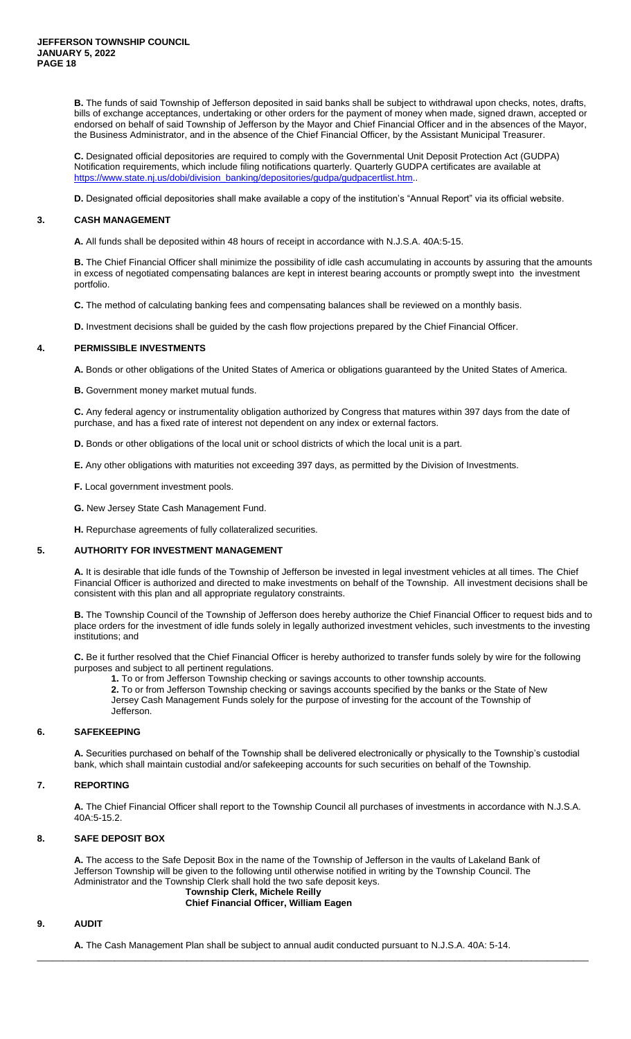**B.** The funds of said Township of Jefferson deposited in said banks shall be subject to withdrawal upon checks, notes, drafts, bills of exchange acceptances, undertaking or other orders for the payment of money when made, signed drawn, accepted or endorsed on behalf of said Township of Jefferson by the Mayor and Chief Financial Officer and in the absences of the Mayor, the Business Administrator, and in the absence of the Chief Financial Officer, by the Assistant Municipal Treasurer.

**C.** Designated official depositories are required to comply with the Governmental Unit Deposit Protection Act (GUDPA) Notification requirements, which include filing notifications quarterly. Quarterly GUDPA certificates are available at https://www.state.nj.us/dobi/division_banking/depositories/gudpa/gudpacertlist.htm..

**D.** Designated official depositories shall make available a copy of the institution's "Annual Report" via its official website.

## 3. CASH MANAGEMENT

**A.** All funds shall be deposited within 48 hours of receipt in accordance with N.J.S.A. 40A:5-15.

**B.** The Chief Financial Officer shall minimize the possibility of idle cash accumulating in accounts by assuring that the amounts in excess of negotiated compensating balances are kept in interest bearing accounts or promptly swept into the investment portfolio.

**C.** The method of calculating banking fees and compensating balances shall be reviewed on a monthly basis.

**D.** Investment decisions shall be guided by the cash flow projections prepared by the Chief Financial Officer.

## 4. PERMISSIBLE INVESTMENTS

**A.** Bonds or other obligations of the United States of America or obligations guaranteed by the United States of America.

**B.** Government money market mutual funds.

**C.** Any federal agency or instrumentality obligation authorized by Congress that matures within 397 days from the date of purchase, and has a fixed rate of interest not dependent on any index or external factors.

**D.** Bonds or other obligations of the local unit or school districts of which the local unit is a part.

**E.** Any other obligations with maturities not exceeding 397 days, as permitted by the Division of Investments.

**F.** Local government investment pools.

**G.** New Jersey State Cash Management Fund.

**H.** Repurchase agreements of fully collateralized securities.

## 5. AUTHORITY FOR INVESTMENT MANAGEMENT

**A.** It is desirable that idle funds of the Township of Jefferson be invested in legal investment vehicles at all times. The Chief Financial Officer is authorized and directed to make investments on behalf of the Township. All investment decisions shall be consistent with this plan and all appropriate regulatory constraints.

**B.** The Township Council of the Township of Jefferson does hereby authorize the Chief Financial Officer to request bids and to place orders for the investment of idle funds solely in legally authorized investment vehicles, such investments to the investing institutions; and

**C.** Be it further resolved that the Chief Financial Officer is hereby authorized to transfer funds solely by wire for the following purposes and subject to all pertinent regulations.

**1.** To or from Jefferson Township checking or savings accounts to other township accounts.

**2.** To or from Jefferson Township checking or savings accounts specified by the banks or the State of New Jersey Cash Management Funds solely for the purpose of investing for the account of the Township of Jefferson.

## 6. SAFEKEEPING

**A.** Securities purchased on behalf of the Township shall be delivered electronically or physically to the Township's custodial bank, which shall maintain custodial and/or safekeeping accounts for such securities on behalf of the Township.

## 7. REPORTING

**A.** The Chief Financial Officer shall report to the Township Council all purchases of investments in accordance with N.J.S.A. 40A:5-15.2.

## 8. SAFE DEPOSIT BOX

**A.** The access to the Safe Deposit Box in the name of the Township of Jefferson in the vaults of Lakeland Bank of Jefferson Township will be given to the following until otherwise notified in writing by the Township Council. The Administrator and the Township Clerk shall hold the two safe deposit keys.

**Township Clerk, Michele Reilly**
**Chief Financial Officer, William Eagen**

## 9. AUDIT

**A.** The Cash Management Plan shall be subject to annual audit conducted pursuant to N.J.S.A. 40A: 5-14.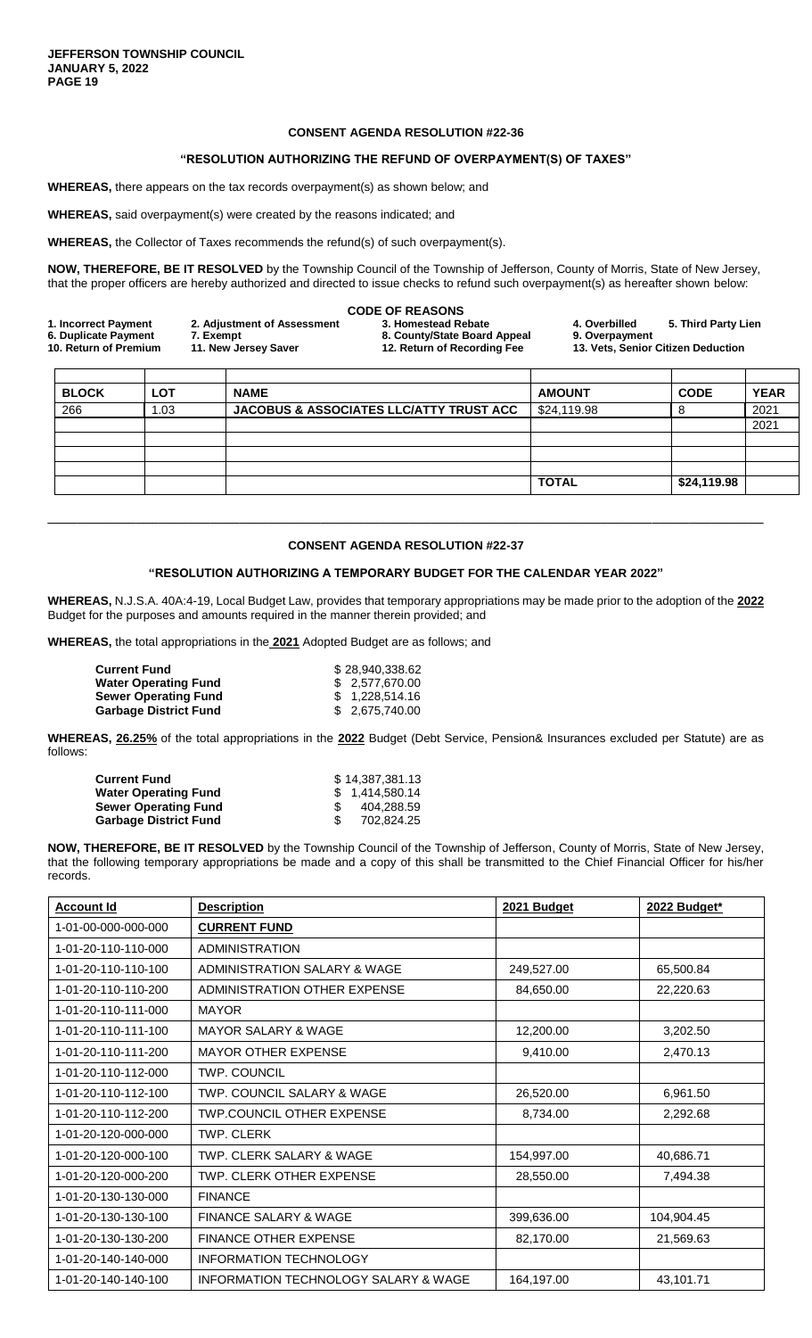### CONSENT AGENDA RESOLUTION #22-36

**"RESOLUTION AUTHORIZING THE REFUND OF OVERPAYMENT(S) OF TAXES"**

**WHEREAS,** there appears on the tax records overpayment(s) as shown below; and

**WHEREAS,** said overpayment(s) were created by the reasons indicated; and

**WHEREAS,** the Collector of Taxes recommends the refund(s) of such overpayment(s).

**NOW, THEREFORE, BE IT RESOLVED** by the Township Council of the Township of Jefferson, County of Morris, State of New Jersey, that the proper officers are hereby authorized and directed to issue checks to refund such overpayment(s) as hereafter shown below:

**CODE OF REASONS**

| | | | | |
|---|---|---|---|---|
| **1. Incorrect Payment** | **2. Adjustment of Assessment** | **3. Homestead Rebate** | **4. Overbilled** | **5. Third Party Lien** |
| **6. Duplicate Payment** | **7. Exempt** | **8. County/State Board Appeal** | **9. Overpayment** | |
| **10. Return of Premium** | **11. New Jersey Saver** | **12. Return of Recording Fee** | **13. Vets, Senior Citizen Deduction** | |

| BLOCK | LOT | NAME | AMOUNT | CODE | YEAR |
|---|---|---|---|---|---|
| 266 | 1.03 | **JACOBUS & ASSOCIATES LLC/ATTY TRUST ACC** | $24,119.98 | 8 | 2021 |
| | | | | | 2021 |
| | | | | | |
| | | | | | |
| | | | | | |
| | | | **TOTAL** | **$24,119.98** | |

---

### CONSENT AGENDA RESOLUTION #22-37

**"RESOLUTION AUTHORIZING A TEMPORARY BUDGET FOR THE CALENDAR YEAR 2022"**

**WHEREAS,** N.J.S.A. 40A:4-19, Local Budget Law, provides that temporary appropriations may be made prior to the adoption of the **2022** Budget for the purposes and amounts required in the manner therein provided; and

**WHEREAS,** the total appropriations in the **2021** Adopted Budget are as follows; and

| | |
|---|---|
| **Current Fund** | $ 28,940,338.62 |
| **Water Operating Fund** | $ 2,577,670.00 |
| **Sewer Operating Fund** | $ 1,228,514.16 |
| **Garbage District Fund** | $ 2,675,740.00 |

**WHEREAS, 26.25%** of the total appropriations in the **2022** Budget (Debt Service, Pension& Insurances excluded per Statute) are as follows:

| | |
|---|---|
| **Current Fund** | $ 14,387,381.13 |
| **Water Operating Fund** | $ 1,414,580.14 |
| **Sewer Operating Fund** | $ 404,288.59 |
| **Garbage District Fund** | $ 702,824.25 |

**NOW, THEREFORE, BE IT RESOLVED** by the Township Council of the Township of Jefferson, County of Morris, State of New Jersey, that the following temporary appropriations be made and a copy of this shall be transmitted to the Chief Financial Officer for his/her records.

| Account Id | Description | 2021 Budget | 2022 Budget* |
|---|---|---|---|
| 1-01-00-000-000-000 | **CURRENT FUND** | | |
| 1-01-20-110-110-000 | ADMINISTRATION | | |
| 1-01-20-110-110-100 | ADMINISTRATION SALARY & WAGE | 249,527.00 | 65,500.84 |
| 1-01-20-110-110-200 | ADMINISTRATION OTHER EXPENSE | 84,650.00 | 22,220.63 |
| 1-01-20-110-111-000 | MAYOR | | |
| 1-01-20-110-111-100 | MAYOR SALARY & WAGE | 12,200.00 | 3,202.50 |
| 1-01-20-110-111-200 | MAYOR OTHER EXPENSE | 9,410.00 | 2,470.13 |
| 1-01-20-110-112-000 | TWP. COUNCIL | | |
| 1-01-20-110-112-100 | TWP. COUNCIL SALARY & WAGE | 26,520.00 | 6,961.50 |
| 1-01-20-110-112-200 | TWP.COUNCIL OTHER EXPENSE | 8,734.00 | 2,292.68 |
| 1-01-20-120-000-000 | TWP. CLERK | | |
| 1-01-20-120-000-100 | TWP. CLERK SALARY & WAGE | 154,997.00 | 40,686.71 |
| 1-01-20-120-000-200 | TWP. CLERK OTHER EXPENSE | 28,550.00 | 7,494.38 |
| 1-01-20-130-130-000 | FINANCE | | |
| 1-01-20-130-130-100 | FINANCE SALARY & WAGE | 399,636.00 | 104,904.45 |
| 1-01-20-130-130-200 | FINANCE OTHER EXPENSE | 82,170.00 | 21,569.63 |
| 1-01-20-140-140-000 | INFORMATION TECHNOLOGY | | |
| 1-01-20-140-140-100 | INFORMATION TECHNOLOGY SALARY & WAGE | 164,197.00 | 43,101.71 |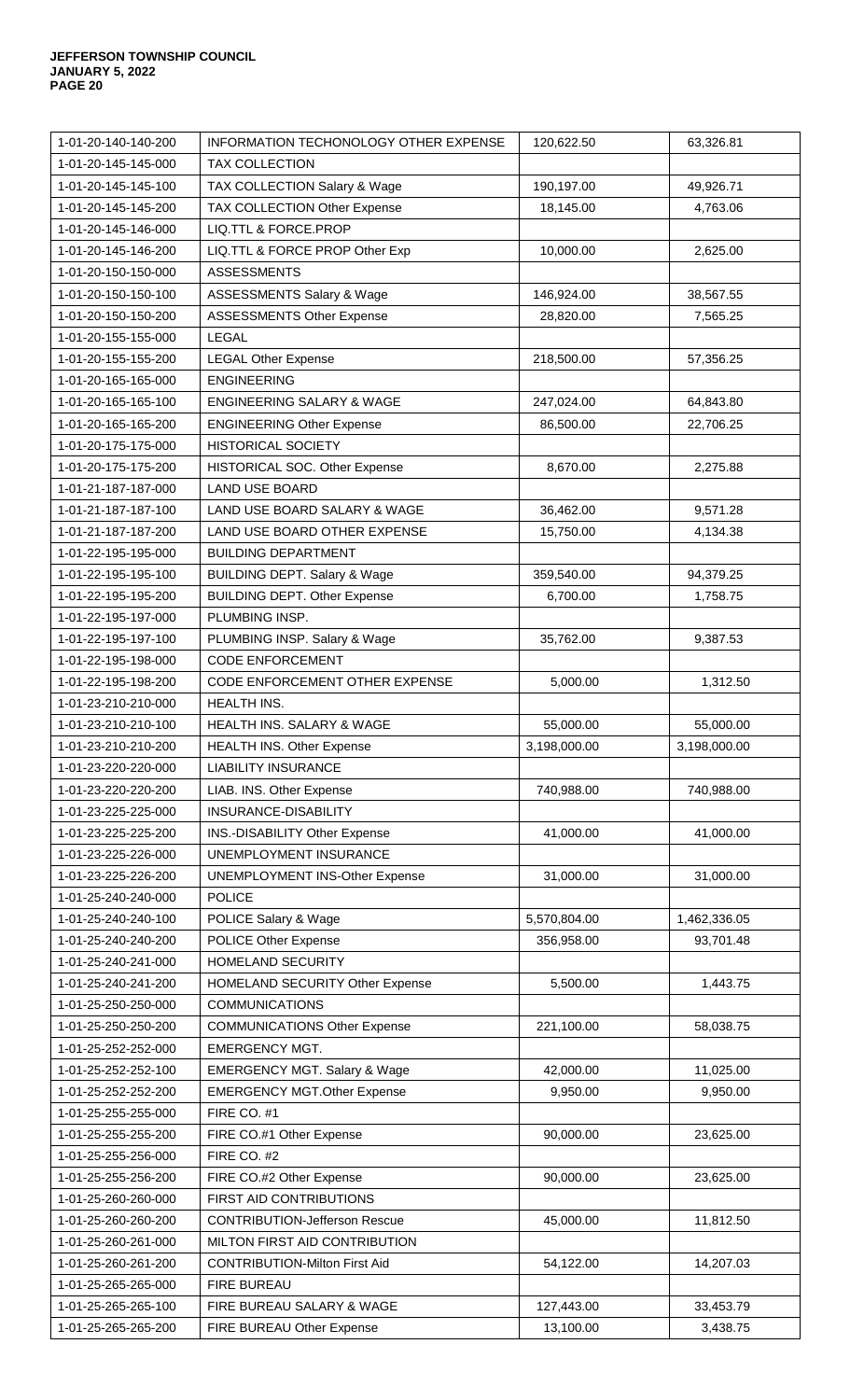| 1-01-20-140-140-200 | INFORMATION TECHONOLOGY OTHER EXPENSE | 120,622.50 | 63,326.81 |
|---|---|---|---|
| 1-01-20-145-145-000 | TAX COLLECTION | | |
| 1-01-20-145-145-100 | TAX COLLECTION Salary & Wage | 190,197.00 | 49,926.71 |
| 1-01-20-145-145-200 | TAX COLLECTION Other Expense | 18,145.00 | 4,763.06 |
| 1-01-20-145-146-000 | LIQ.TTL & FORCE.PROP | | |
| 1-01-20-145-146-200 | LIQ.TTL & FORCE PROP Other Exp | 10,000.00 | 2,625.00 |
| 1-01-20-150-150-000 | ASSESSMENTS | | |
| 1-01-20-150-150-100 | ASSESSMENTS Salary & Wage | 146,924.00 | 38,567.55 |
| 1-01-20-150-150-200 | ASSESSMENTS Other Expense | 28,820.00 | 7,565.25 |
| 1-01-20-155-155-000 | LEGAL | | |
| 1-01-20-155-155-200 | LEGAL Other Expense | 218,500.00 | 57,356.25 |
| 1-01-20-165-165-000 | ENGINEERING | | |
| 1-01-20-165-165-100 | ENGINEERING SALARY & WAGE | 247,024.00 | 64,843.80 |
| 1-01-20-165-165-200 | ENGINEERING Other Expense | 86,500.00 | 22,706.25 |
| 1-01-20-175-175-000 | HISTORICAL SOCIETY | | |
| 1-01-20-175-175-200 | HISTORICAL SOC. Other Expense | 8,670.00 | 2,275.88 |
| 1-01-21-187-187-000 | LAND USE BOARD | | |
| 1-01-21-187-187-100 | LAND USE BOARD SALARY & WAGE | 36,462.00 | 9,571.28 |
| 1-01-21-187-187-200 | LAND USE BOARD OTHER EXPENSE | 15,750.00 | 4,134.38 |
| 1-01-22-195-195-000 | BUILDING DEPARTMENT | | |
| 1-01-22-195-195-100 | BUILDING DEPT. Salary & Wage | 359,540.00 | 94,379.25 |
| 1-01-22-195-195-200 | BUILDING DEPT. Other Expense | 6,700.00 | 1,758.75 |
| 1-01-22-195-197-000 | PLUMBING INSP. | | |
| 1-01-22-195-197-100 | PLUMBING INSP. Salary & Wage | 35,762.00 | 9,387.53 |
| 1-01-22-195-198-000 | CODE ENFORCEMENT | | |
| 1-01-22-195-198-200 | CODE ENFORCEMENT OTHER EXPENSE | 5,000.00 | 1,312.50 |
| 1-01-23-210-210-000 | HEALTH INS. | | |
| 1-01-23-210-210-100 | HEALTH INS. SALARY & WAGE | 55,000.00 | 55,000.00 |
| 1-01-23-210-210-200 | HEALTH INS. Other Expense | 3,198,000.00 | 3,198,000.00 |
| 1-01-23-220-220-000 | LIABILITY INSURANCE | | |
| 1-01-23-220-220-200 | LIAB. INS. Other Expense | 740,988.00 | 740,988.00 |
| 1-01-23-225-225-000 | INSURANCE-DISABILITY | | |
| 1-01-23-225-225-200 | INS.-DISABILITY Other Expense | 41,000.00 | 41,000.00 |
| 1-01-23-225-226-000 | UNEMPLOYMENT INSURANCE | | |
| 1-01-23-225-226-200 | UNEMPLOYMENT INS-Other Expense | 31,000.00 | 31,000.00 |
| 1-01-25-240-240-000 | POLICE | | |
| 1-01-25-240-240-100 | POLICE Salary & Wage | 5,570,804.00 | 1,462,336.05 |
| 1-01-25-240-240-200 | POLICE Other Expense | 356,958.00 | 93,701.48 |
| 1-01-25-240-241-000 | HOMELAND SECURITY | | |
| 1-01-25-240-241-200 | HOMELAND SECURITY Other Expense | 5,500.00 | 1,443.75 |
| 1-01-25-250-250-000 | COMMUNICATIONS | | |
| 1-01-25-250-250-200 | COMMUNICATIONS Other Expense | 221,100.00 | 58,038.75 |
| 1-01-25-252-252-000 | EMERGENCY MGT. | | |
| 1-01-25-252-252-100 | EMERGENCY MGT. Salary & Wage | 42,000.00 | 11,025.00 |
| 1-01-25-252-252-200 | EMERGENCY MGT.Other Expense | 9,950.00 | 9,950.00 |
| 1-01-25-255-255-000 | FIRE CO. #1 | | |
| 1-01-25-255-255-200 | FIRE CO.#1 Other Expense | 90,000.00 | 23,625.00 |
| 1-01-25-255-256-000 | FIRE CO. #2 | | |
| 1-01-25-255-256-200 | FIRE CO.#2 Other Expense | 90,000.00 | 23,625.00 |
| 1-01-25-260-260-000 | FIRST AID CONTRIBUTIONS | | |
| 1-01-25-260-260-200 | CONTRIBUTION-Jefferson Rescue | 45,000.00 | 11,812.50 |
| 1-01-25-260-261-000 | MILTON FIRST AID CONTRIBUTION | | |
| 1-01-25-260-261-200 | CONTRIBUTION-Milton First Aid | 54,122.00 | 14,207.03 |
| 1-01-25-265-265-000 | FIRE BUREAU | | |
| 1-01-25-265-265-100 | FIRE BUREAU SALARY & WAGE | 127,443.00 | 33,453.79 |
| 1-01-25-265-265-200 | FIRE BUREAU Other Expense | 13,100.00 | 3,438.75 |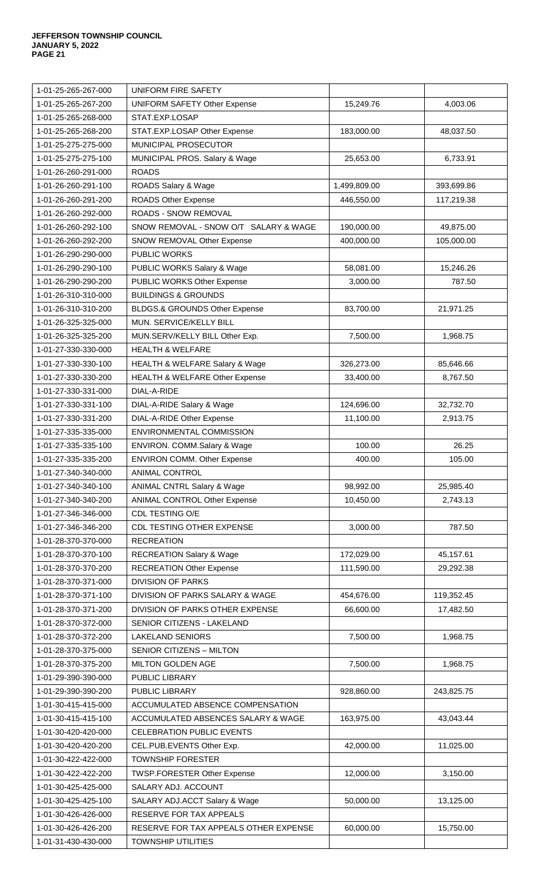| | | | |
|---|---|---|---|
| 1-01-25-265-267-000 | UNIFORM FIRE SAFETY | | |
| 1-01-25-265-267-200 | UNIFORM SAFETY Other Expense | 15,249.76 | 4,003.06 |
| 1-01-25-265-268-000 | STAT.EXP.LOSAP | | |
| 1-01-25-265-268-200 | STAT.EXP.LOSAP Other Expense | 183,000.00 | 48,037.50 |
| 1-01-25-275-275-000 | MUNICIPAL PROSECUTOR | | |
| 1-01-25-275-275-100 | MUNICIPAL PROS. Salary & Wage | 25,653.00 | 6,733.91 |
| 1-01-26-260-291-000 | ROADS | | |
| 1-01-26-260-291-100 | ROADS Salary & Wage | 1,499,809.00 | 393,699.86 |
| 1-01-26-260-291-200 | ROADS Other Expense | 446,550.00 | 117,219.38 |
| 1-01-26-260-292-000 | ROADS - SNOW REMOVAL | | |
| 1-01-26-260-292-100 | SNOW REMOVAL - SNOW O/T SALARY & WAGE | 190,000.00 | 49,875.00 |
| 1-01-26-260-292-200 | SNOW REMOVAL Other Expense | 400,000.00 | 105,000.00 |
| 1-01-26-290-290-000 | PUBLIC WORKS | | |
| 1-01-26-290-290-100 | PUBLIC WORKS Salary & Wage | 58,081.00 | 15,246.26 |
| 1-01-26-290-290-200 | PUBLIC WORKS Other Expense | 3,000.00 | 787.50 |
| 1-01-26-310-310-000 | BUILDINGS & GROUNDS | | |
| 1-01-26-310-310-200 | BLDGS.& GROUNDS Other Expense | 83,700.00 | 21,971.25 |
| 1-01-26-325-325-000 | MUN. SERVICE/KELLY BILL | | |
| 1-01-26-325-325-200 | MUN.SERV/KELLY BILL Other Exp. | 7,500.00 | 1,968.75 |
| 1-01-27-330-330-000 | HEALTH & WELFARE | | |
| 1-01-27-330-330-100 | HEALTH & WELFARE Salary & Wage | 326,273.00 | 85,646.66 |
| 1-01-27-330-330-200 | HEALTH & WELFARE Other Expense | 33,400.00 | 8,767.50 |
| 1-01-27-330-331-000 | DIAL-A-RIDE | | |
| 1-01-27-330-331-100 | DIAL-A-RIDE Salary & Wage | 124,696.00 | 32,732.70 |
| 1-01-27-330-331-200 | DIAL-A-RIDE Other Expense | 11,100.00 | 2,913.75 |
| 1-01-27-335-335-000 | ENVIRONMENTAL COMMISSION | | |
| 1-01-27-335-335-100 | ENVIRON. COMM.Salary & Wage | 100.00 | 26.25 |
| 1-01-27-335-335-200 | ENVIRON COMM. Other Expense | 400.00 | 105.00 |
| 1-01-27-340-340-000 | ANIMAL CONTROL | | |
| 1-01-27-340-340-100 | ANIMAL CNTRL Salary & Wage | 98,992.00 | 25,985.40 |
| 1-01-27-340-340-200 | ANIMAL CONTROL Other Expense | 10,450.00 | 2,743.13 |
| 1-01-27-346-346-000 | CDL TESTING O/E | | |
| 1-01-27-346-346-200 | CDL TESTING OTHER EXPENSE | 3,000.00 | 787.50 |
| 1-01-28-370-370-000 | RECREATION | | |
| 1-01-28-370-370-100 | RECREATION Salary & Wage | 172,029.00 | 45,157.61 |
| 1-01-28-370-370-200 | RECREATION Other Expense | 111,590.00 | 29,292.38 |
| 1-01-28-370-371-000 | DIVISION OF PARKS | | |
| 1-01-28-370-371-100 | DIVISION OF PARKS SALARY & WAGE | 454,676.00 | 119,352.45 |
| 1-01-28-370-371-200 | DIVISION OF PARKS OTHER EXPENSE | 66,600.00 | 17,482.50 |
| 1-01-28-370-372-000 | SENIOR CITIZENS - LAKELAND | | |
| 1-01-28-370-372-200 | LAKELAND SENIORS | 7,500.00 | 1,968.75 |
| 1-01-28-370-375-000 | SENIOR CITIZENS – MILTON | | |
| 1-01-28-370-375-200 | MILTON GOLDEN AGE | 7,500.00 | 1,968.75 |
| 1-01-29-390-390-000 | PUBLIC LIBRARY | | |
| 1-01-29-390-390-200 | PUBLIC LIBRARY | 928,860.00 | 243,825.75 |
| 1-01-30-415-415-000 | ACCUMULATED ABSENCE COMPENSATION | | |
| 1-01-30-415-415-100 | ACCUMULATED ABSENCES SALARY & WAGE | 163,975.00 | 43,043.44 |
| 1-01-30-420-420-000 | CELEBRATION PUBLIC EVENTS | | |
| 1-01-30-420-420-200 | CEL.PUB.EVENTS Other Exp. | 42,000.00 | 11,025.00 |
| 1-01-30-422-422-000 | TOWNSHIP FORESTER | | |
| 1-01-30-422-422-200 | TWSP.FORESTER Other Expense | 12,000.00 | 3,150.00 |
| 1-01-30-425-425-000 | SALARY ADJ. ACCOUNT | | |
| 1-01-30-425-425-100 | SALARY ADJ.ACCT Salary & Wage | 50,000.00 | 13,125.00 |
| 1-01-30-426-426-000 | RESERVE FOR TAX APPEALS | | |
| 1-01-30-426-426-200 | RESERVE FOR TAX APPEALS OTHER EXPENSE | 60,000.00 | 15,750.00 |
| 1-01-31-430-430-000 | TOWNSHIP UTILITIES | | |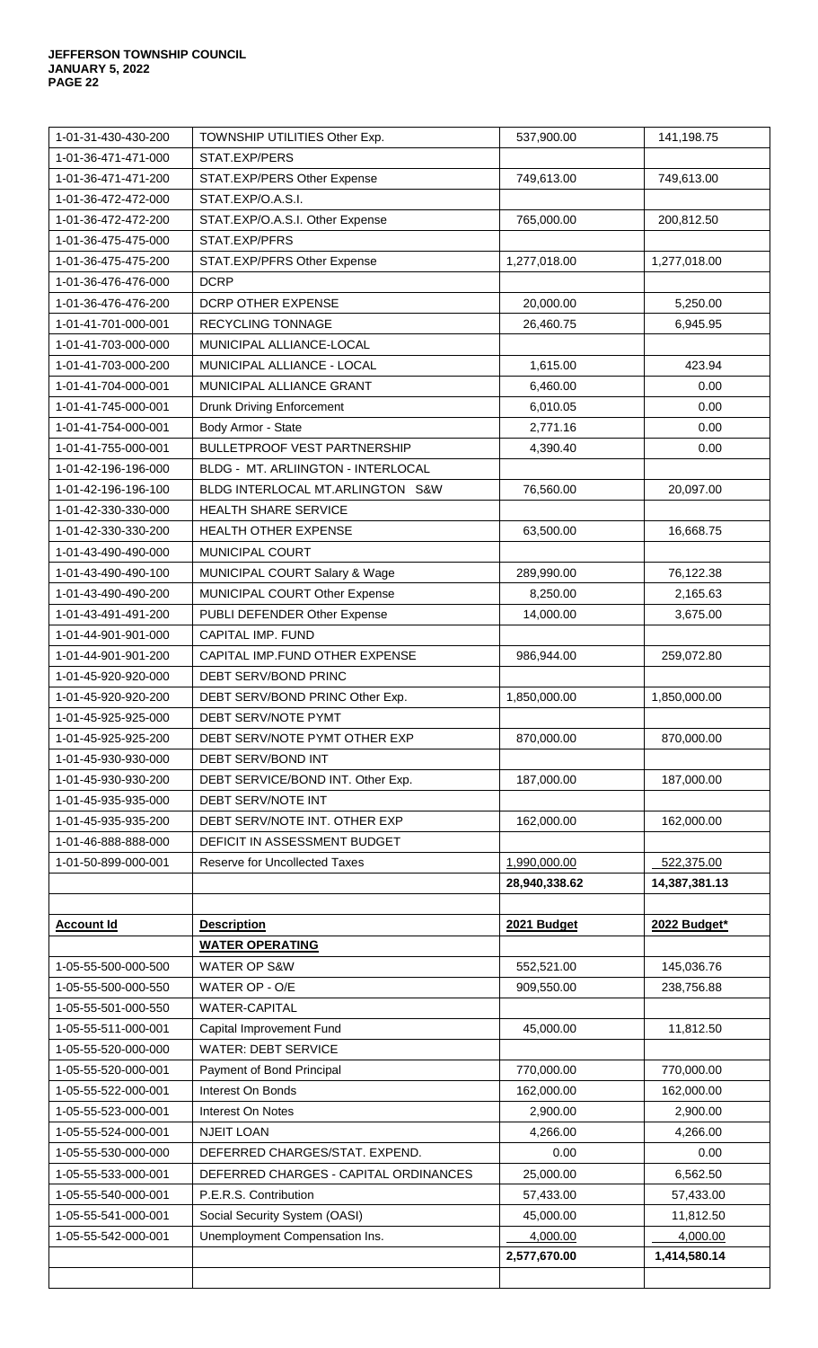| | | | |
|---|---|---|---|
| 1-01-31-430-430-200 | TOWNSHIP UTILITIES Other Exp. | 537,900.00 | 141,198.75 |
| 1-01-36-471-471-000 | STAT.EXP/PERS | | |
| 1-01-36-471-471-200 | STAT.EXP/PERS Other Expense | 749,613.00 | 749,613.00 |
| 1-01-36-472-472-000 | STAT.EXP/O.A.S.I. | | |
| 1-01-36-472-472-200 | STAT.EXP/O.A.S.I. Other Expense | 765,000.00 | 200,812.50 |
| 1-01-36-475-475-000 | STAT.EXP/PFRS | | |
| 1-01-36-475-475-200 | STAT.EXP/PFRS Other Expense | 1,277,018.00 | 1,277,018.00 |
| 1-01-36-476-476-000 | DCRP | | |
| 1-01-36-476-476-200 | DCRP OTHER EXPENSE | 20,000.00 | 5,250.00 |
| 1-01-41-701-000-001 | RECYCLING TONNAGE | 26,460.75 | 6,945.95 |
| 1-01-41-703-000-000 | MUNICIPAL ALLIANCE-LOCAL | | |
| 1-01-41-703-000-200 | MUNICIPAL ALLIANCE - LOCAL | 1,615.00 | 423.94 |
| 1-01-41-704-000-001 | MUNICIPAL ALLIANCE GRANT | 6,460.00 | 0.00 |
| 1-01-41-745-000-001 | Drunk Driving Enforcement | 6,010.05 | 0.00 |
| 1-01-41-754-000-001 | Body Armor - State | 2,771.16 | 0.00 |
| 1-01-41-755-000-001 | BULLETPROOF VEST PARTNERSHIP | 4,390.40 | 0.00 |
| 1-01-42-196-196-000 | BLDG - MT. ARLIINGTON - INTERLOCAL | | |
| 1-01-42-196-196-100 | BLDG INTERLOCAL MT.ARLINGTON S&W | 76,560.00 | 20,097.00 |
| 1-01-42-330-330-000 | HEALTH SHARE SERVICE | | |
| 1-01-42-330-330-200 | HEALTH OTHER EXPENSE | 63,500.00 | 16,668.75 |
| 1-01-43-490-490-000 | MUNICIPAL COURT | | |
| 1-01-43-490-490-100 | MUNICIPAL COURT Salary & Wage | 289,990.00 | 76,122.38 |
| 1-01-43-490-490-200 | MUNICIPAL COURT Other Expense | 8,250.00 | 2,165.63 |
| 1-01-43-491-491-200 | PUBLI DEFENDER Other Expense | 14,000.00 | 3,675.00 |
| 1-01-44-901-901-000 | CAPITAL IMP. FUND | | |
| 1-01-44-901-901-200 | CAPITAL IMP.FUND OTHER EXPENSE | 986,944.00 | 259,072.80 |
| 1-01-45-920-920-000 | DEBT SERV/BOND PRINC | | |
| 1-01-45-920-920-200 | DEBT SERV/BOND PRINC Other Exp. | 1,850,000.00 | 1,850,000.00 |
| 1-01-45-925-925-000 | DEBT SERV/NOTE PYMT | | |
| 1-01-45-925-925-200 | DEBT SERV/NOTE PYMT OTHER EXP | 870,000.00 | 870,000.00 |
| 1-01-45-930-930-000 | DEBT SERV/BOND INT | | |
| 1-01-45-930-930-200 | DEBT SERVICE/BOND INT. Other Exp. | 187,000.00 | 187,000.00 |
| 1-01-45-935-935-000 | DEBT SERV/NOTE INT | | |
| 1-01-45-935-935-200 | DEBT SERV/NOTE INT. OTHER EXP | 162,000.00 | 162,000.00 |
| 1-01-46-888-888-000 | DEFICIT IN ASSESSMENT BUDGET | | |
| 1-01-50-899-000-001 | Reserve for Uncollected Taxes | 1,990,000.00 | 522,375.00 |
| | | **28,940,338.62** | **14,387,381.13** |

| **Account Id** | **Description** | **2021 Budget** | **2022 Budget*** |
|---|---|---|---|
| | **WATER OPERATING** | | |
| 1-05-55-500-000-500 | WATER OP S&W | 552,521.00 | 145,036.76 |
| 1-05-55-500-000-550 | WATER OP - O/E | 909,550.00 | 238,756.88 |
| 1-05-55-501-000-550 | WATER-CAPITAL | | |
| 1-05-55-511-000-001 | Capital Improvement Fund | 45,000.00 | 11,812.50 |
| 1-05-55-520-000-000 | WATER: DEBT SERVICE | | |
| 1-05-55-520-000-001 | Payment of Bond Principal | 770,000.00 | 770,000.00 |
| 1-05-55-522-000-001 | Interest On Bonds | 162,000.00 | 162,000.00 |
| 1-05-55-523-000-001 | Interest On Notes | 2,900.00 | 2,900.00 |
| 1-05-55-524-000-001 | NJEIT LOAN | 4,266.00 | 4,266.00 |
| 1-05-55-530-000-000 | DEFERRED CHARGES/STAT. EXPEND. | 0.00 | 0.00 |
| 1-05-55-533-000-001 | DEFERRED CHARGES - CAPITAL ORDINANCES | 25,000.00 | 6,562.50 |
| 1-05-55-540-000-001 | P.E.R.S. Contribution | 57,433.00 | 57,433.00 |
| 1-05-55-541-000-001 | Social Security System (OASI) | 45,000.00 | 11,812.50 |
| 1-05-55-542-000-001 | Unemployment Compensation Ins. | 4,000.00 | 4,000.00 |
| | | **2,577,670.00** | **1,414,580.14** |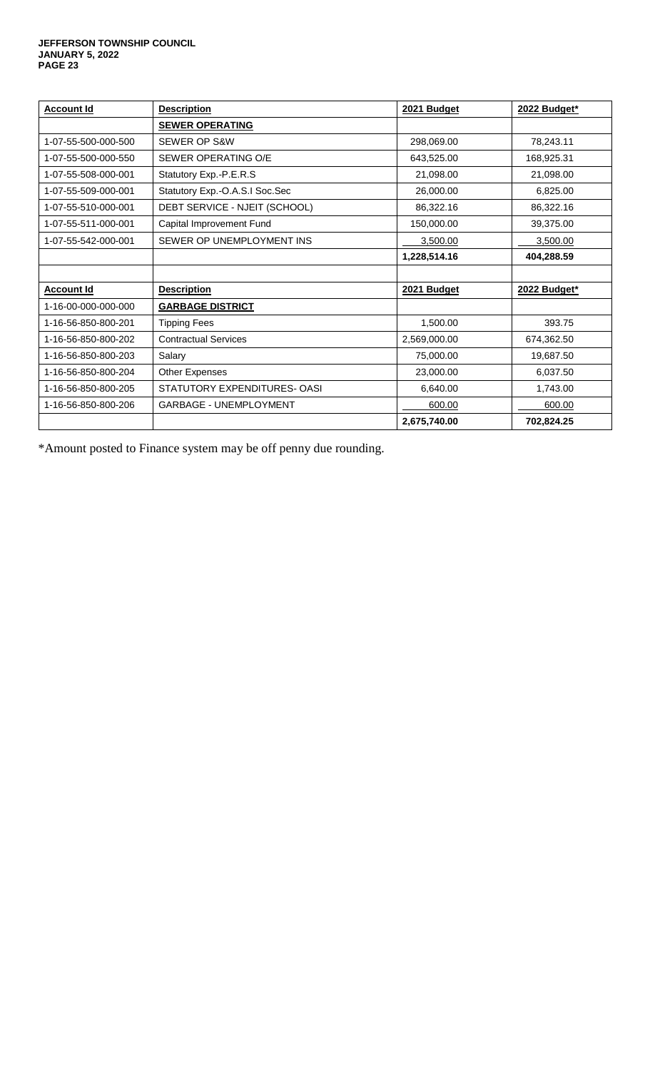| Account Id | Description | 2021 Budget | 2022 Budget* |
|---|---|---|---|
| | **SEWER OPERATING** | | |
| 1-07-55-500-000-500 | SEWER OP S&W | 298,069.00 | 78,243.11 |
| 1-07-55-500-000-550 | SEWER OPERATING O/E | 643,525.00 | 168,925.31 |
| 1-07-55-508-000-001 | Statutory Exp.-P.E.R.S | 21,098.00 | 21,098.00 |
| 1-07-55-509-000-001 | Statutory Exp.-O.A.S.I Soc.Sec | 26,000.00 | 6,825.00 |
| 1-07-55-510-000-001 | DEBT SERVICE - NJEIT (SCHOOL) | 86,322.16 | 86,322.16 |
| 1-07-55-511-000-001 | Capital Improvement Fund | 150,000.00 | 39,375.00 |
| 1-07-55-542-000-001 | SEWER OP UNEMPLOYMENT INS | 3,500.00 | 3,500.00 |
| | | **1,228,514.16** | **404,288.59** |
| | | | |
| **Account Id** | **Description** | **2021 Budget** | **2022 Budget*** |
| 1-16-00-000-000-000 | **GARBAGE DISTRICT** | | |
| 1-16-56-850-800-201 | Tipping Fees | 1,500.00 | 393.75 |
| 1-16-56-850-800-202 | Contractual Services | 2,569,000.00 | 674,362.50 |
| 1-16-56-850-800-203 | Salary | 75,000.00 | 19,687.50 |
| 1-16-56-850-800-204 | Other Expenses | 23,000.00 | 6,037.50 |
| 1-16-56-850-800-205 | STATUTORY EXPENDITURES- OASI | 6,640.00 | 1,743.00 |
| 1-16-56-850-800-206 | GARBAGE - UNEMPLOYMENT | 600.00 | 600.00 |
| | | **2,675,740.00** | **702,824.25** |

*Amount posted to Finance system may be off penny due rounding.